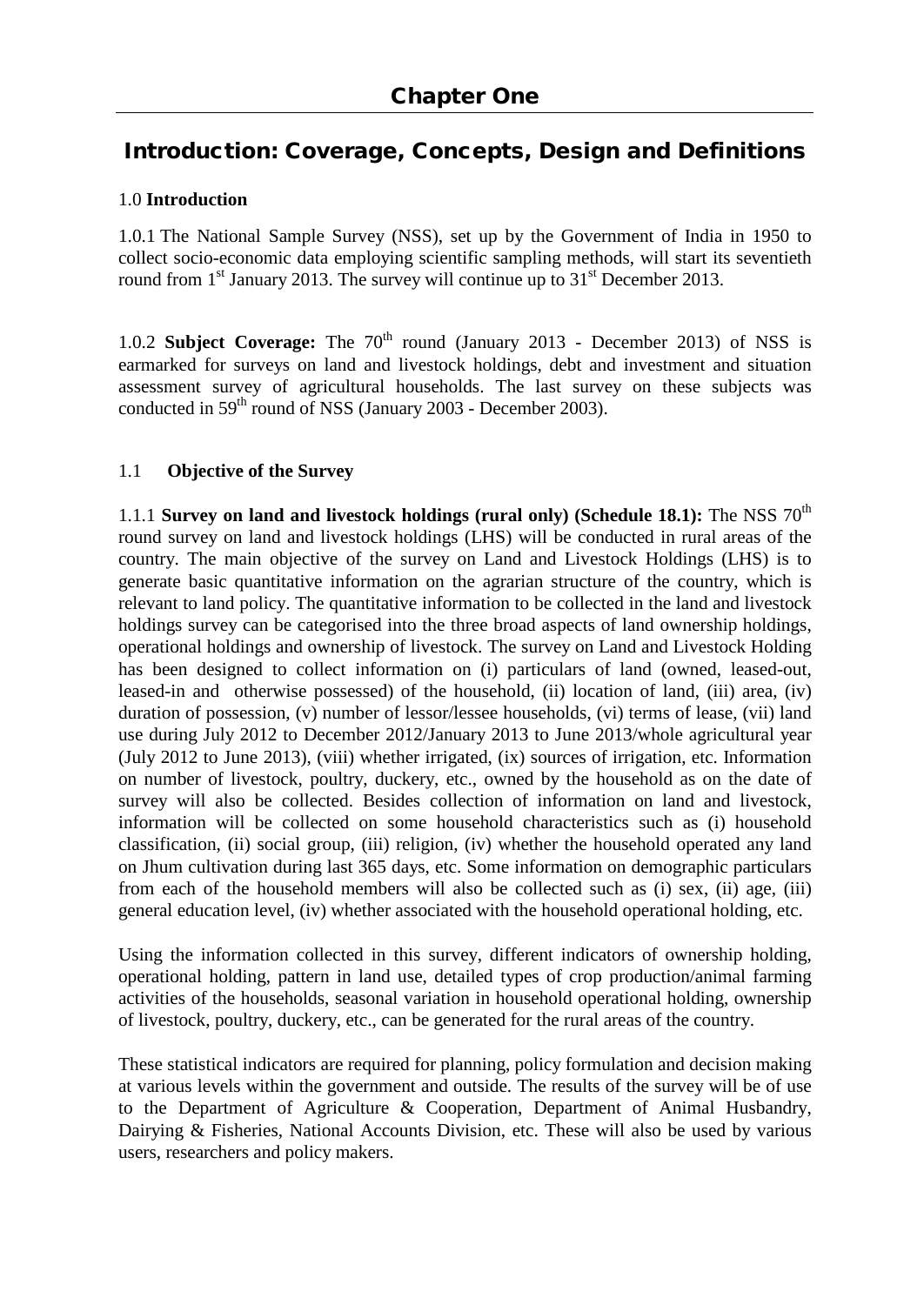# Chapter One

## Introduction: Coverage, Concepts, Design and Definitions

### 1.0 Introduction

1.0.1 The National Sample Survey (NSS), set up by the Government of India in 1950 to collect socio-economic data employing scientific sampling methods, will start its seventieth round from 1st January 2013. The survey will continue up to 31st December 2013.

1.0.2 **Subject Coverage:** The 70th round (January 2013 - December 2013) of NSS is earmarked for surveys on land and livestock holdings, debt and investment and situation assessment survey of agricultural households. The last survey on these subjects was conducted in 59th round of NSS (January 2003 - December 2003).

### 1.1 Objective of the Survey

1.1.1 **Survey on land and livestock holdings (rural only) (Schedule 18.1):** The NSS 70th round survey on land and livestock holdings (LHS) will be conducted in rural areas of the country. The main objective of the survey on Land and Livestock Holdings (LHS) is to generate basic quantitative information on the agrarian structure of the country, which is relevant to land policy. The quantitative information to be collected in the land and livestock holdings survey can be categorised into the three broad aspects of land ownership holdings, operational holdings and ownership of livestock. The survey on Land and Livestock Holding has been designed to collect information on (i) particulars of land (owned, leased-out, leased-in and otherwise possessed) of the household, (ii) location of land, (iii) area, (iv) duration of possession, (v) number of lessor/lessee households, (vi) terms of lease, (vii) land use during July 2012 to December 2012/January 2013 to June 2013/whole agricultural year (July 2012 to June 2013), (viii) whether irrigated, (ix) sources of irrigation, etc. Information on number of livestock, poultry, duckery, etc., owned by the household as on the date of survey will also be collected. Besides collection of information on land and livestock, information will be collected on some household characteristics such as (i) household classification, (ii) social group, (iii) religion, (iv) whether the household operated any land on Jhum cultivation during last 365 days, etc. Some information on demographic particulars from each of the household members will also be collected such as (i) sex, (ii) age, (iii) general education level, (iv) whether associated with the household operational holding, etc.

Using the information collected in this survey, different indicators of ownership holding, operational holding, pattern in land use, detailed types of crop production/animal farming activities of the households, seasonal variation in household operational holding, ownership of livestock, poultry, duckery, etc., can be generated for the rural areas of the country.

These statistical indicators are required for planning, policy formulation and decision making at various levels within the government and outside. The results of the survey will be of use to the Department of Agriculture & Cooperation, Department of Animal Husbandry, Dairying & Fisheries, National Accounts Division, etc. These will also be used by various users, researchers and policy makers.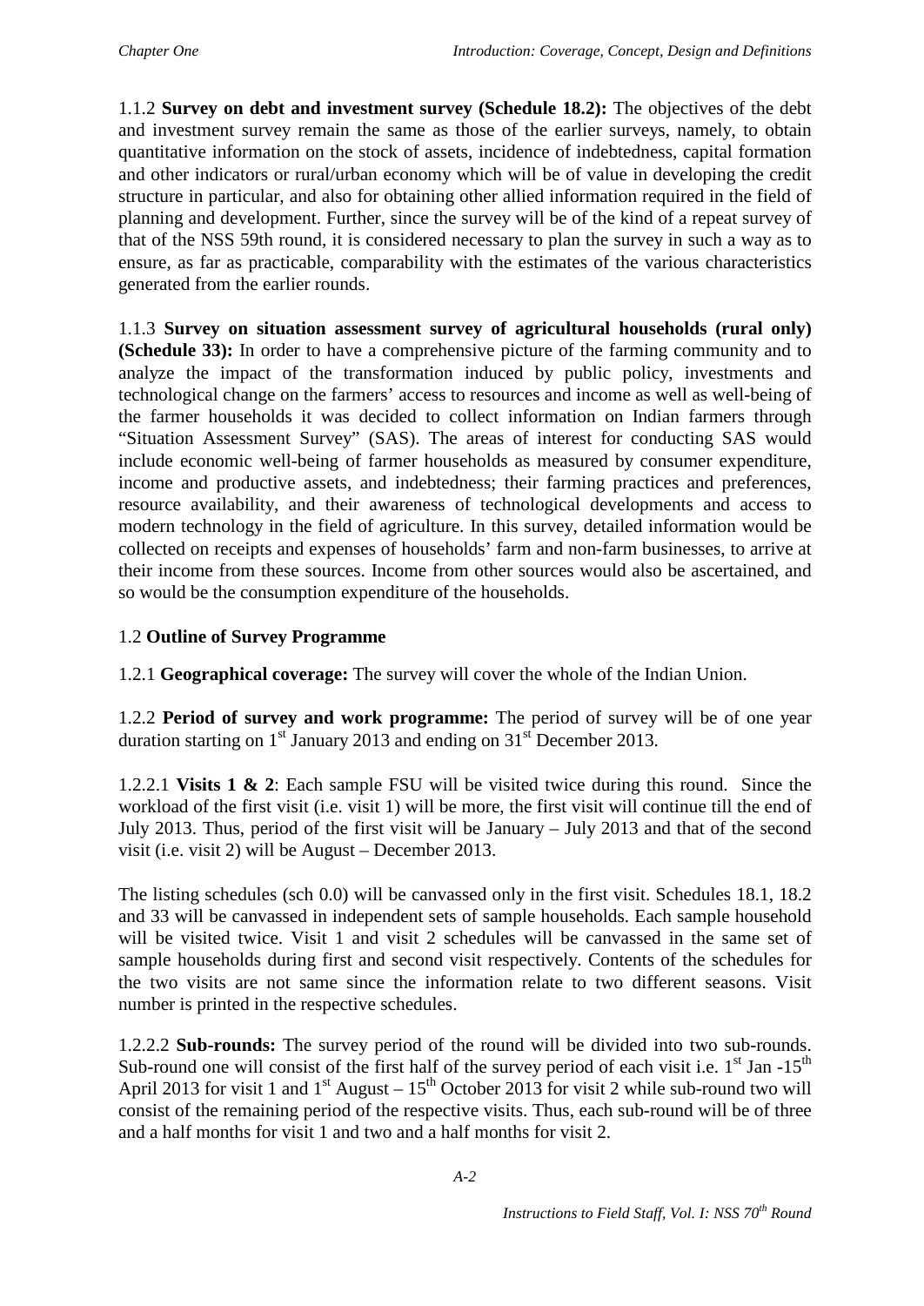1.1.2 **Survey on debt and investment survey (Schedule 18.2):** The objectives of the debt and investment survey remain the same as those of the earlier surveys, namely, to obtain quantitative information on the stock of assets, incidence of indebtedness, capital formation and other indicators or rural/urban economy which will be of value in developing the credit structure in particular, and also for obtaining other allied information required in the field of planning and development. Further, since the survey will be of the kind of a repeat survey of that of the NSS 59th round, it is considered necessary to plan the survey in such a way as to ensure, as far as practicable, comparability with the estimates of the various characteristics generated from the earlier rounds.

1.1.3 **Survey on situation assessment survey of agricultural households (rural only) (Schedule 33):** In order to have a comprehensive picture of the farming community and to analyze the impact of the transformation induced by public policy, investments and technological change on the farmers' access to resources and income as well as well-being of the farmer households it was decided to collect information on Indian farmers through "Situation Assessment Survey" (SAS). The areas of interest for conducting SAS would include economic well-being of farmer households as measured by consumer expenditure, income and productive assets, and indebtedness; their farming practices and preferences, resource availability, and their awareness of technological developments and access to modern technology in the field of agriculture. In this survey, detailed information would be collected on receipts and expenses of households' farm and non-farm businesses, to arrive at their income from these sources. Income from other sources would also be ascertained, and so would be the consumption expenditure of the households.

## 1.2 **Outline of Survey Programme**

1.2.1 **Geographical coverage:** The survey will cover the whole of the Indian Union.

1.2.2 **Period of survey and work programme:** The period of survey will be of one year duration starting on 1st January 2013 and ending on 31st December 2013.

1.2.2.1 **Visits 1 & 2**: Each sample FSU will be visited twice during this round. Since the workload of the first visit (i.e. visit 1) will be more, the first visit will continue till the end of July 2013. Thus, period of the first visit will be January – July 2013 and that of the second visit (i.e. visit 2) will be August – December 2013.

The listing schedules (sch 0.0) will be canvassed only in the first visit. Schedules 18.1, 18.2 and 33 will be canvassed in independent sets of sample households. Each sample household will be visited twice. Visit 1 and visit 2 schedules will be canvassed in the same set of sample households during first and second visit respectively. Contents of the schedules for the two visits are not same since the information relate to two different seasons. Visit number is printed in the respective schedules.

1.2.2.2 **Sub-rounds:** The survey period of the round will be divided into two sub-rounds. Sub-round one will consist of the first half of the survey period of each visit i.e. 1st Jan -15th April 2013 for visit 1 and 1st August – 15th October 2013 for visit 2 while sub-round two will consist of the remaining period of the respective visits. Thus, each sub-round will be of three and a half months for visit 1 and two and a half months for visit 2.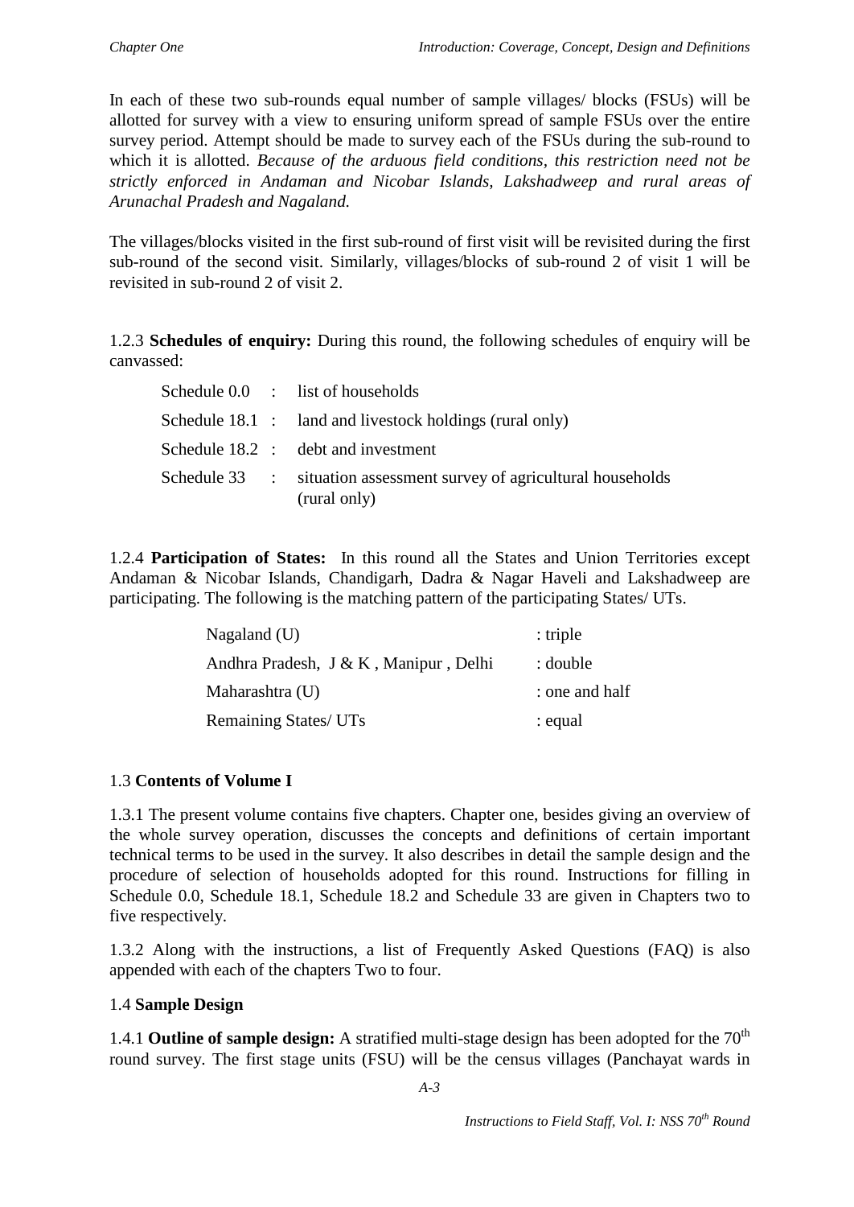In each of these two sub-rounds equal number of sample villages/ blocks (FSUs) will be allotted for survey with a view to ensuring uniform spread of sample FSUs over the entire survey period. Attempt should be made to survey each of the FSUs during the sub-round to which it is allotted. *Because of the arduous field conditions, this restriction need not be strictly enforced in Andaman and Nicobar Islands, Lakshadweep and rural areas of Arunachal Pradesh and Nagaland.*

The villages/blocks visited in the first sub-round of first visit will be revisited during the first sub-round of the second visit. Similarly, villages/blocks of sub-round 2 of visit 1 will be revisited in sub-round 2 of visit 2.

1.2.3 **Schedules of enquiry:** During this round, the following schedules of enquiry will be canvassed:

| | | |
|---|---|---|
| Schedule 0.0 | : | list of households |
| Schedule 18.1 | : | land and livestock holdings (rural only) |
| Schedule 18.2 | : | debt and investment |
| Schedule 33 | : | situation assessment survey of agricultural households (rural only) |

1.2.4 **Participation of States:** In this round all the States and Union Territories except Andaman & Nicobar Islands, Chandigarh, Dadra & Nagar Haveli and Lakshadweep are participating. The following is the matching pattern of the participating States/ UTs.

| | |
|---|---|
| Nagaland (U) | : triple |
| Andhra Pradesh, J & K , Manipur , Delhi | : double |
| Maharashtra (U) | : one and half |
| Remaining States/ UTs | : equal |

## 1.3 Contents of Volume I

1.3.1 The present volume contains five chapters. Chapter one, besides giving an overview of the whole survey operation, discusses the concepts and definitions of certain important technical terms to be used in the survey. It also describes in detail the sample design and the procedure of selection of households adopted for this round. Instructions for filling in Schedule 0.0, Schedule 18.1, Schedule 18.2 and Schedule 33 are given in Chapters two to five respectively.

1.3.2 Along with the instructions, a list of Frequently Asked Questions (FAQ) is also appended with each of the chapters Two to four.

## 1.4 Sample Design

1.4.1 **Outline of sample design:** A stratified multi-stage design has been adopted for the 70$^{th}$ round survey. The first stage units (FSU) will be the census villages (Panchayat wards in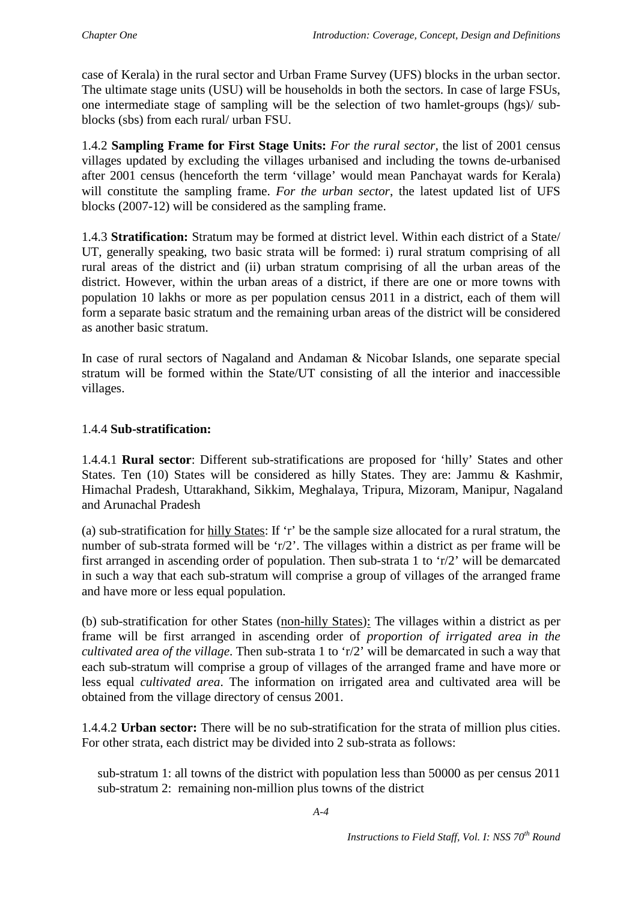case of Kerala) in the rural sector and Urban Frame Survey (UFS) blocks in the urban sector. The ultimate stage units (USU) will be households in both the sectors. In case of large FSUs, one intermediate stage of sampling will be the selection of two hamlet-groups (hgs)/ sub-blocks (sbs) from each rural/ urban FSU.

1.4.2 **Sampling Frame for First Stage Units:** *For the rural sector*, the list of 2001 census villages updated by excluding the villages urbanised and including the towns de-urbanised after 2001 census (henceforth the term 'village' would mean Panchayat wards for Kerala) will constitute the sampling frame. *For the urban sector*, the latest updated list of UFS blocks (2007-12) will be considered as the sampling frame.

1.4.3 **Stratification:** Stratum may be formed at district level. Within each district of a State/ UT, generally speaking, two basic strata will be formed: i) rural stratum comprising of all rural areas of the district and (ii) urban stratum comprising of all the urban areas of the district. However, within the urban areas of a district, if there are one or more towns with population 10 lakhs or more as per population census 2011 in a district, each of them will form a separate basic stratum and the remaining urban areas of the district will be considered as another basic stratum.

In case of rural sectors of Nagaland and Andaman & Nicobar Islands, one separate special stratum will be formed within the State/UT consisting of all the interior and inaccessible villages.

1.4.4 **Sub-stratification:**

1.4.4.1 **Rural sector**: Different sub-stratifications are proposed for 'hilly' States and other States. Ten (10) States will be considered as hilly States. They are: Jammu & Kashmir, Himachal Pradesh, Uttarakhand, Sikkim, Meghalaya, Tripura, Mizoram, Manipur, Nagaland and Arunachal Pradesh

(a) sub-stratification for hilly States: If 'r' be the sample size allocated for a rural stratum, the number of sub-strata formed will be 'r/2'. The villages within a district as per frame will be first arranged in ascending order of population. Then sub-strata 1 to 'r/2' will be demarcated in such a way that each sub-stratum will comprise a group of villages of the arranged frame and have more or less equal population.

(b) sub-stratification for other States (non-hilly States): The villages within a district as per frame will be first arranged in ascending order of *proportion of irrigated area in the cultivated area of the village*. Then sub-strata 1 to 'r/2' will be demarcated in such a way that each sub-stratum will comprise a group of villages of the arranged frame and have more or less equal *cultivated area*. The information on irrigated area and cultivated area will be obtained from the village directory of census 2001.

1.4.4.2 **Urban sector:** There will be no sub-stratification for the strata of million plus cities. For other strata, each district may be divided into 2 sub-strata as follows:

sub-stratum 1: all towns of the district with population less than 50000 as per census 2011
sub-stratum 2: remaining non-million plus towns of the district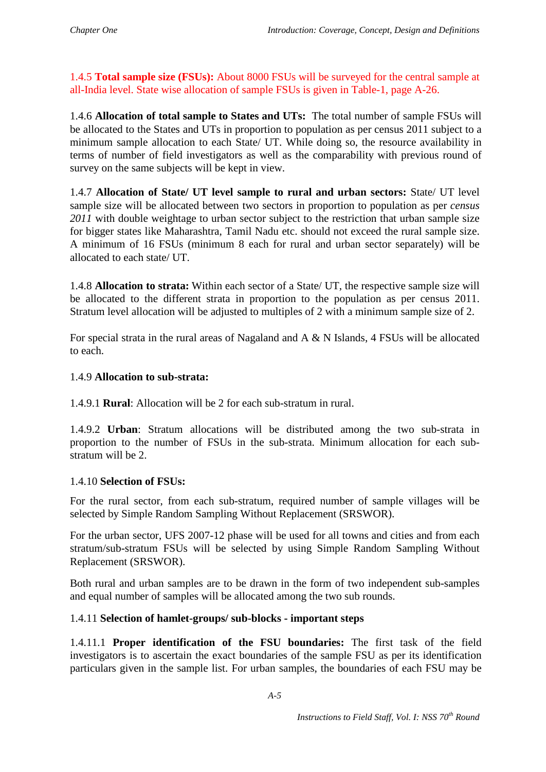1.4.5 **Total sample size (FSUs):** About 8000 FSUs will be surveyed for the central sample at all-India level. State wise allocation of sample FSUs is given in Table-1, page A-26.

1.4.6 **Allocation of total sample to States and UTs:** The total number of sample FSUs will be allocated to the States and UTs in proportion to population as per census 2011 subject to a minimum sample allocation to each State/ UT. While doing so, the resource availability in terms of number of field investigators as well as the comparability with previous round of survey on the same subjects will be kept in view.

1.4.7 **Allocation of State/ UT level sample to rural and urban sectors:** State/ UT level sample size will be allocated between two sectors in proportion to population as per *census 2011* with double weightage to urban sector subject to the restriction that urban sample size for bigger states like Maharashtra, Tamil Nadu etc. should not exceed the rural sample size. A minimum of 16 FSUs (minimum 8 each for rural and urban sector separately) will be allocated to each state/ UT.

1.4.8 **Allocation to strata:** Within each sector of a State/ UT, the respective sample size will be allocated to the different strata in proportion to the population as per census 2011. Stratum level allocation will be adjusted to multiples of 2 with a minimum sample size of 2.

For special strata in the rural areas of Nagaland and A & N Islands, 4 FSUs will be allocated to each.

1.4.9 **Allocation to sub-strata:**

1.4.9.1 **Rural**: Allocation will be 2 for each sub-stratum in rural.

1.4.9.2 **Urban**: Stratum allocations will be distributed among the two sub-strata in proportion to the number of FSUs in the sub-strata. Minimum allocation for each sub-stratum will be 2.

1.4.10 **Selection of FSUs:**

For the rural sector, from each sub-stratum, required number of sample villages will be selected by Simple Random Sampling Without Replacement (SRSWOR).

For the urban sector, UFS 2007-12 phase will be used for all towns and cities and from each stratum/sub-stratum FSUs will be selected by using Simple Random Sampling Without Replacement (SRSWOR).

Both rural and urban samples are to be drawn in the form of two independent sub-samples and equal number of samples will be allocated among the two sub rounds.

1.4.11 **Selection of hamlet-groups/ sub-blocks - important steps**

1.4.11.1 **Proper identification of the FSU boundaries:** The first task of the field investigators is to ascertain the exact boundaries of the sample FSU as per its identification particulars given in the sample list. For urban samples, the boundaries of each FSU may be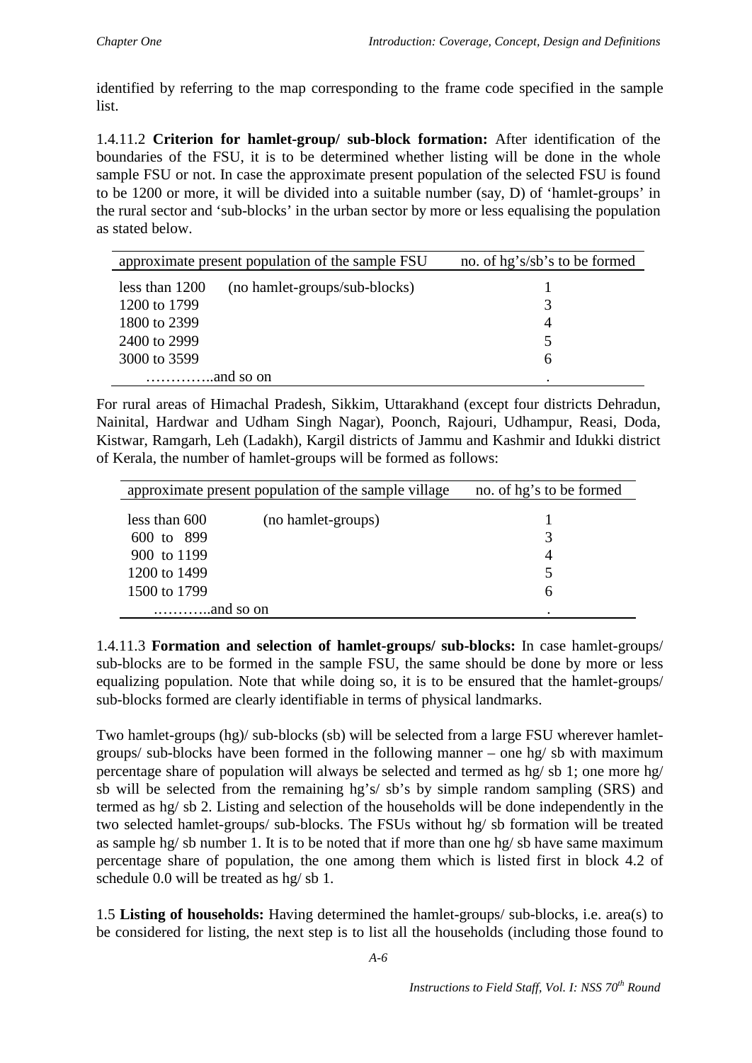identified by referring to the map corresponding to the frame code specified in the sample list.

1.4.11.2 **Criterion for hamlet-group/ sub-block formation:** After identification of the boundaries of the FSU, it is to be determined whether listing will be done in the whole sample FSU or not. In case the approximate present population of the selected FSU is found to be 1200 or more, it will be divided into a suitable number (say, D) of 'hamlet-groups' in the rural sector and 'sub-blocks' in the urban sector by more or less equalising the population as stated below.

| approximate present population of the sample FSU | | no. of hg's/sb's to be formed |
|---|---|---|
| less than 1200 | (no hamlet-groups/sub-blocks) | 1 |
| 1200 to 1799 | | 3 |
| 1800 to 2399 | | 4 |
| 2400 to 2999 | | 5 |
| 3000 to 3599 | | 6 |
| …………..and so on | | . |

For rural areas of Himachal Pradesh, Sikkim, Uttarakhand (except four districts Dehradun, Nainital, Hardwar and Udham Singh Nagar), Poonch, Rajouri, Udhampur, Reasi, Doda, Kistwar, Ramgarh, Leh (Ladakh), Kargil districts of Jammu and Kashmir and Idukki district of Kerala, the number of hamlet-groups will be formed as follows:

| approximate present population of the sample village | | no. of hg's to be formed |
|---|---|---|
| less than 600 | (no hamlet-groups) | 1 |
| 600 to 899 | | 3 |
| 900 to 1199 | | 4 |
| 1200 to 1499 | | 5 |
| 1500 to 1799 | | 6 |
| ………..and so on | | . |

1.4.11.3 **Formation and selection of hamlet-groups/ sub-blocks:** In case hamlet-groups/ sub-blocks are to be formed in the sample FSU, the same should be done by more or less equalizing population. Note that while doing so, it is to be ensured that the hamlet-groups/ sub-blocks formed are clearly identifiable in terms of physical landmarks.

Two hamlet-groups (hg)/ sub-blocks (sb) will be selected from a large FSU wherever hamlet-groups/ sub-blocks have been formed in the following manner – one hg/ sb with maximum percentage share of population will always be selected and termed as hg/ sb 1; one more hg/ sb will be selected from the remaining hg's/ sb's by simple random sampling (SRS) and termed as hg/ sb 2. Listing and selection of the households will be done independently in the two selected hamlet-groups/ sub-blocks. The FSUs without hg/ sb formation will be treated as sample hg/ sb number 1. It is to be noted that if more than one hg/ sb have same maximum percentage share of population, the one among them which is listed first in block 4.2 of schedule 0.0 will be treated as hg/ sb 1.

1.5 **Listing of households:** Having determined the hamlet-groups/ sub-blocks, i.e. area(s) to be considered for listing, the next step is to list all the households (including those found to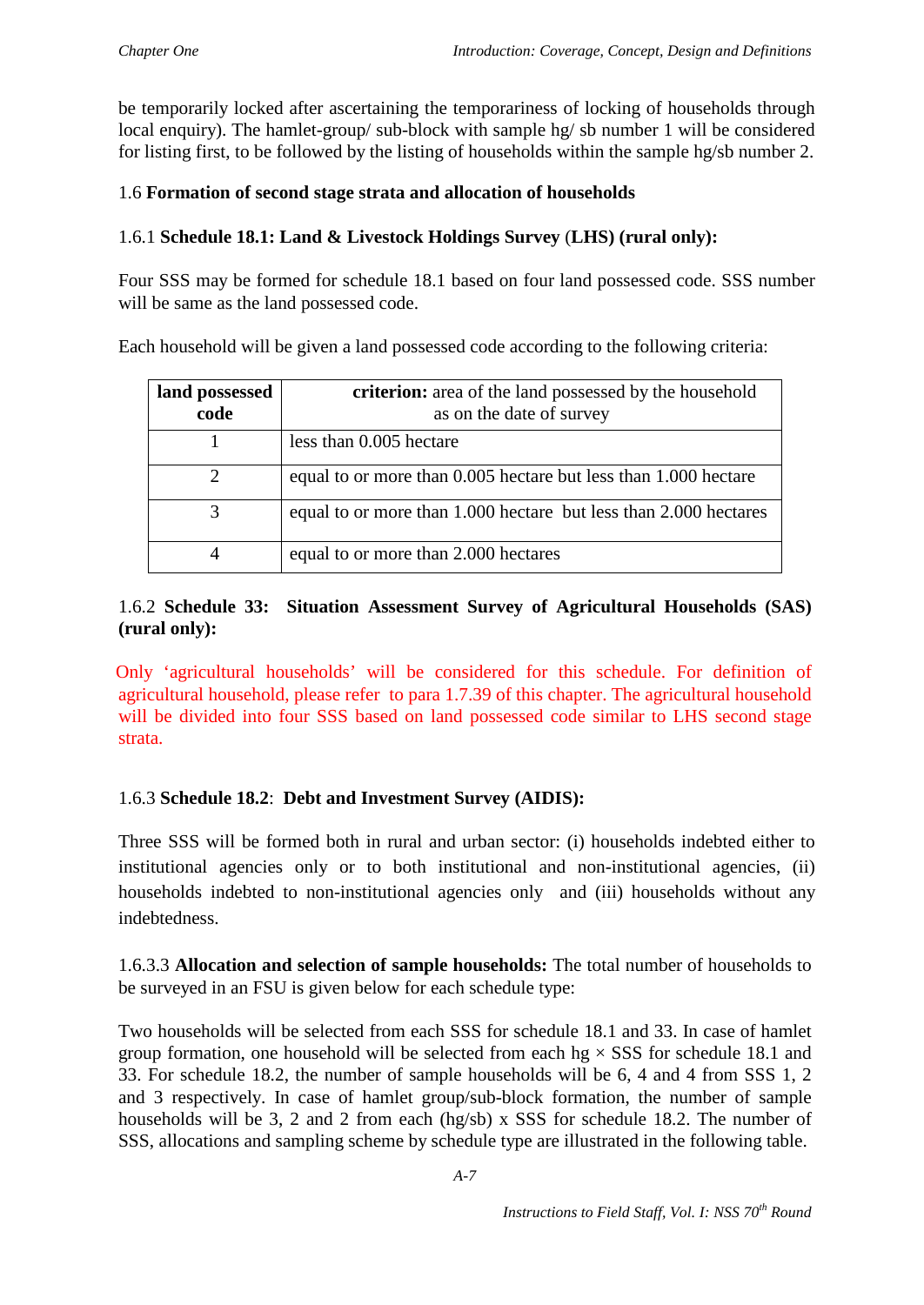be temporarily locked after ascertaining the temporariness of locking of households through local enquiry). The hamlet-group/ sub-block with sample hg/ sb number 1 will be considered for listing first, to be followed by the listing of households within the sample hg/sb number 2.

1.6 **Formation of second stage strata and allocation of households**

1.6.1 **Schedule 18.1: Land & Livestock Holdings Survey** (**LHS) (rural only):**

Four SSS may be formed for schedule 18.1 based on four land possessed code. SSS number will be same as the land possessed code.

Each household will be given a land possessed code according to the following criteria:

| **land possessed code** | **criterion:** area of the land possessed by the household as on the date of survey |
|---|---|
| 1 | less than 0.005 hectare |
| 2 | equal to or more than 0.005 hectare but less than 1.000 hectare |
| 3 | equal to or more than 1.000 hectare but less than 2.000 hectares |
| 4 | equal to or more than 2.000 hectares |

1.6.2 **Schedule 33: Situation Assessment Survey of Agricultural Households (SAS) (rural only):**

Only 'agricultural households' will be considered for this schedule. For definition of agricultural household, please refer to para 1.7.39 of this chapter. The agricultural household will be divided into four SSS based on land possessed code similar to LHS second stage strata.

1.6.3 **Schedule 18.2**: **Debt and Investment Survey (AIDIS):**

Three SSS will be formed both in rural and urban sector: (i) households indebted either to institutional agencies only or to both institutional and non-institutional agencies, (ii) households indebted to non-institutional agencies only and (iii) households without any indebtedness.

1.6.3.3 **Allocation and selection of sample households:** The total number of households to be surveyed in an FSU is given below for each schedule type:

Two households will be selected from each SSS for schedule 18.1 and 33. In case of hamlet group formation, one household will be selected from each hg × SSS for schedule 18.1 and 33. For schedule 18.2, the number of sample households will be 6, 4 and 4 from SSS 1, 2 and 3 respectively. In case of hamlet group/sub-block formation, the number of sample households will be 3, 2 and 2 from each (hg/sb) x SSS for schedule 18.2. The number of SSS, allocations and sampling scheme by schedule type are illustrated in the following table.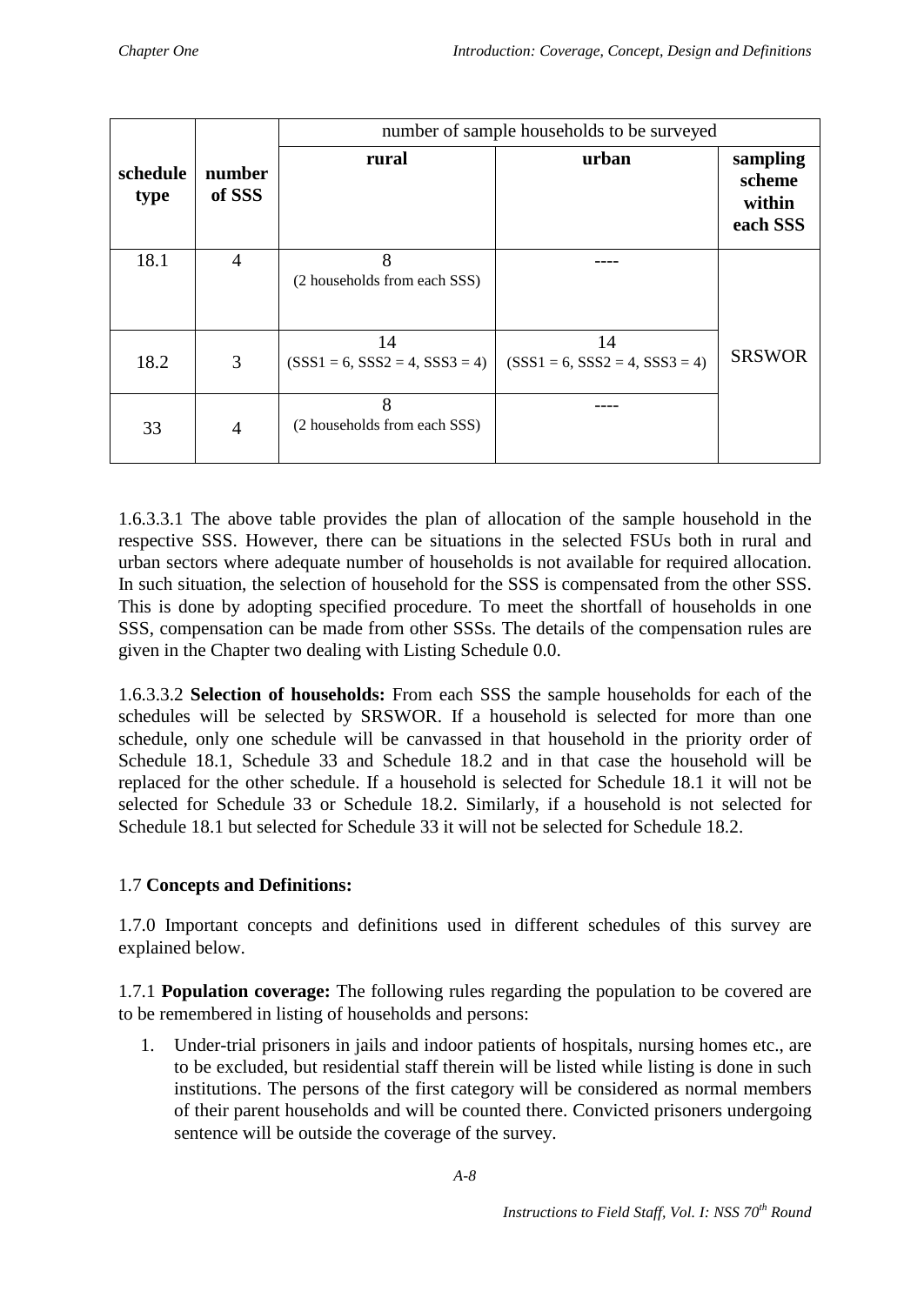| schedule type | number of SSS | number of sample households to be surveyed | | |
|---|---|---|---|---|
| | | rural | urban | sampling scheme within each SSS |
| 18.1 | 4 | 8 (2 households from each SSS) | ---- | SRSWOR |
| 18.2 | 3 | 14 (SSS1 = 6, SSS2 = 4, SSS3 = 4) | 14 (SSS1 = 6, SSS2 = 4, SSS3 = 4) | |
| 33 | 4 | 8 (2 households from each SSS) | ---- | |

1.6.3.3.1 The above table provides the plan of allocation of the sample household in the respective SSS. However, there can be situations in the selected FSUs both in rural and urban sectors where adequate number of households is not available for required allocation. In such situation, the selection of household for the SSS is compensated from the other SSS. This is done by adopting specified procedure. To meet the shortfall of households in one SSS, compensation can be made from other SSSs. The details of the compensation rules are given in the Chapter two dealing with Listing Schedule 0.0.

1.6.3.3.2 **Selection of households:** From each SSS the sample households for each of the schedules will be selected by SRSWOR. If a household is selected for more than one schedule, only one schedule will be canvassed in that household in the priority order of Schedule 18.1, Schedule 33 and Schedule 18.2 and in that case the household will be replaced for the other schedule. If a household is selected for Schedule 18.1 it will not be selected for Schedule 33 or Schedule 18.2. Similarly, if a household is not selected for Schedule 18.1 but selected for Schedule 33 it will not be selected for Schedule 18.2.

## 1.7 **Concepts and Definitions:**

1.7.0 Important concepts and definitions used in different schedules of this survey are explained below.

1.7.1 **Population coverage:** The following rules regarding the population to be covered are to be remembered in listing of households and persons:

1. Under-trial prisoners in jails and indoor patients of hospitals, nursing homes etc., are to be excluded, but residential staff therein will be listed while listing is done in such institutions. The persons of the first category will be considered as normal members of their parent households and will be counted there. Convicted prisoners undergoing sentence will be outside the coverage of the survey.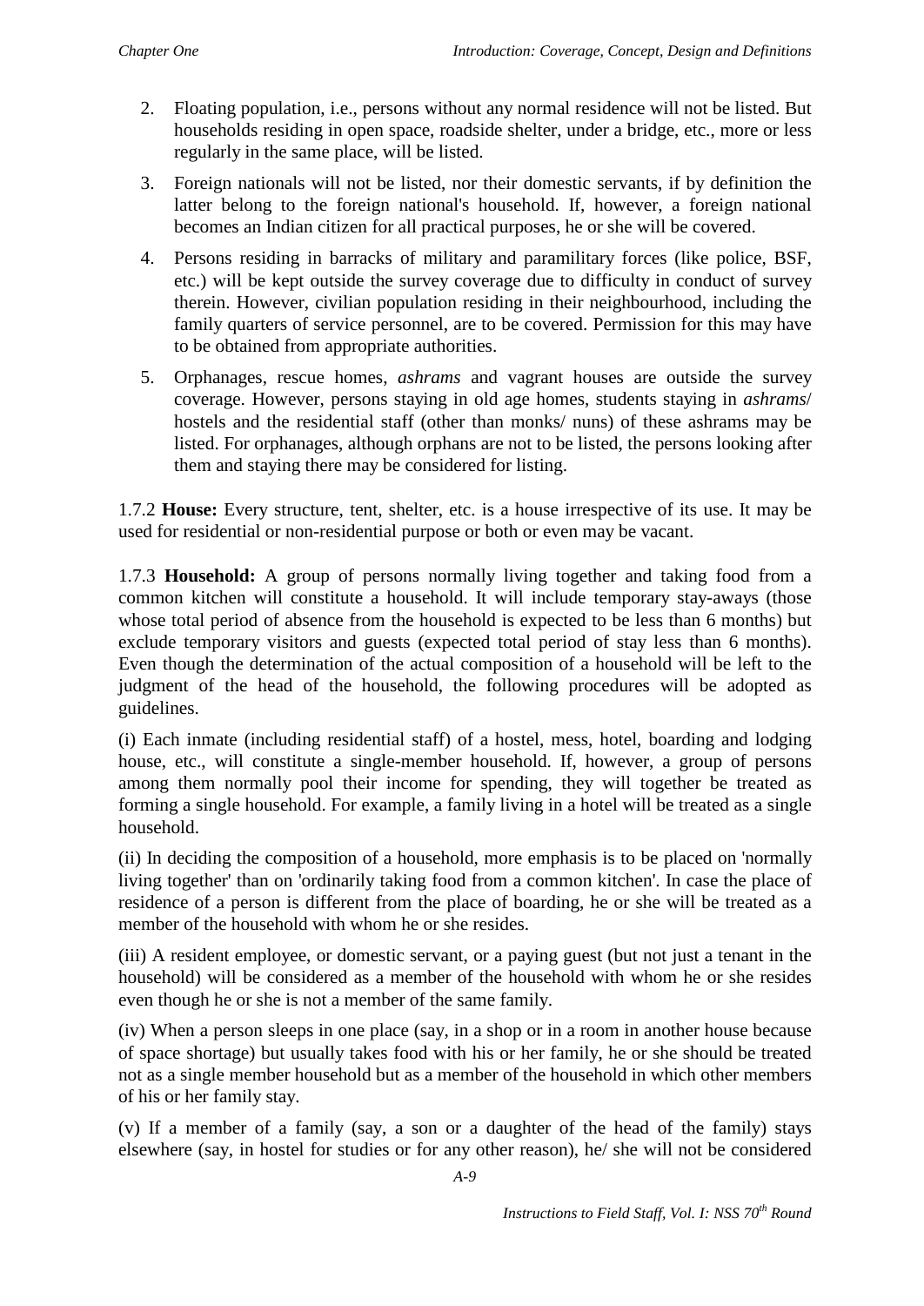2. Floating population, i.e., persons without any normal residence will not be listed. But households residing in open space, roadside shelter, under a bridge, etc., more or less regularly in the same place, will be listed.
3. Foreign nationals will not be listed, nor their domestic servants, if by definition the latter belong to the foreign national's household. If, however, a foreign national becomes an Indian citizen for all practical purposes, he or she will be covered.
4. Persons residing in barracks of military and paramilitary forces (like police, BSF, etc.) will be kept outside the survey coverage due to difficulty in conduct of survey therein. However, civilian population residing in their neighbourhood, including the family quarters of service personnel, are to be covered. Permission for this may have to be obtained from appropriate authorities.
5. Orphanages, rescue homes, *ashrams* and vagrant houses are outside the survey coverage. However, persons staying in old age homes, students staying in *ashrams*/ hostels and the residential staff (other than monks/ nuns) of these ashrams may be listed. For orphanages, although orphans are not to be listed, the persons looking after them and staying there may be considered for listing.

1.7.2 **House:** Every structure, tent, shelter, etc. is a house irrespective of its use. It may be used for residential or non-residential purpose or both or even may be vacant.

1.7.3 **Household:** A group of persons normally living together and taking food from a common kitchen will constitute a household. It will include temporary stay-aways (those whose total period of absence from the household is expected to be less than 6 months) but exclude temporary visitors and guests (expected total period of stay less than 6 months). Even though the determination of the actual composition of a household will be left to the judgment of the head of the household, the following procedures will be adopted as guidelines.

(i) Each inmate (including residential staff) of a hostel, mess, hotel, boarding and lodging house, etc., will constitute a single-member household. If, however, a group of persons among them normally pool their income for spending, they will together be treated as forming a single household. For example, a family living in a hotel will be treated as a single household.

(ii) In deciding the composition of a household, more emphasis is to be placed on 'normally living together' than on 'ordinarily taking food from a common kitchen'. In case the place of residence of a person is different from the place of boarding, he or she will be treated as a member of the household with whom he or she resides.

(iii) A resident employee, or domestic servant, or a paying guest (but not just a tenant in the household) will be considered as a member of the household with whom he or she resides even though he or she is not a member of the same family.

(iv) When a person sleeps in one place (say, in a shop or in a room in another house because of space shortage) but usually takes food with his or her family, he or she should be treated not as a single member household but as a member of the household in which other members of his or her family stay.

(v) If a member of a family (say, a son or a daughter of the head of the family) stays elsewhere (say, in hostel for studies or for any other reason), he/ she will not be considered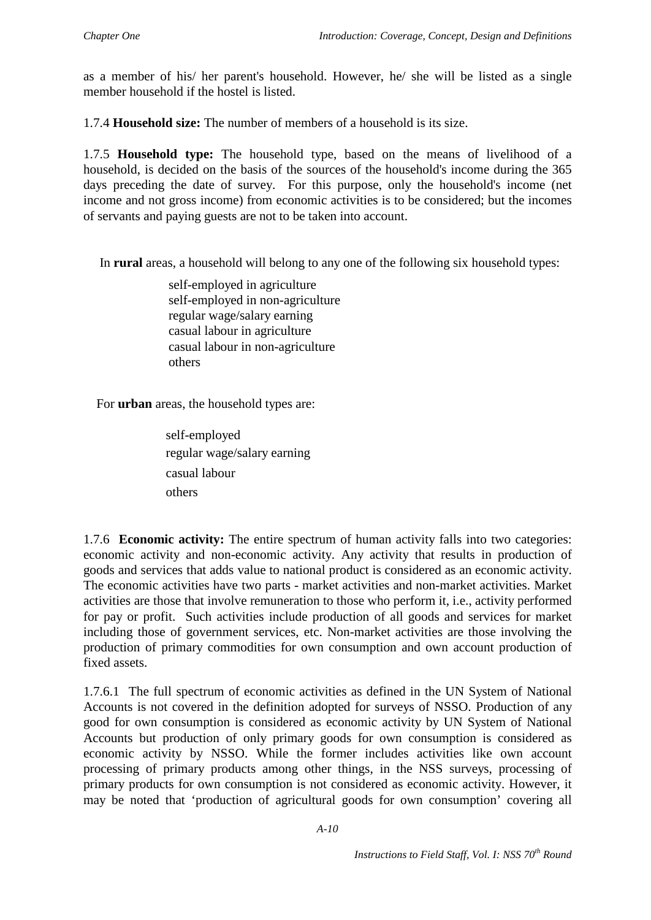as a member of his/ her parent's household. However, he/ she will be listed as a single member household if the hostel is listed.

1.7.4 **Household size:** The number of members of a household is its size.

1.7.5 **Household type:** The household type, based on the means of livelihood of a household, is decided on the basis of the sources of the household's income during the 365 days preceding the date of survey. For this purpose, only the household's income (net income and not gross income) from economic activities is to be considered; but the incomes of servants and paying guests are not to be taken into account.

In **rural** areas, a household will belong to any one of the following six household types:

self-employed in agriculture
self-employed in non-agriculture
regular wage/salary earning
casual labour in agriculture
casual labour in non-agriculture
others

For **urban** areas, the household types are:

self-employed
regular wage/salary earning
casual labour
others

1.7.6 **Economic activity:** The entire spectrum of human activity falls into two categories: economic activity and non-economic activity. Any activity that results in production of goods and services that adds value to national product is considered as an economic activity. The economic activities have two parts - market activities and non-market activities. Market activities are those that involve remuneration to those who perform it, i.e., activity performed for pay or profit. Such activities include production of all goods and services for market including those of government services, etc. Non-market activities are those involving the production of primary commodities for own consumption and own account production of fixed assets.

1.7.6.1 The full spectrum of economic activities as defined in the UN System of National Accounts is not covered in the definition adopted for surveys of NSSO. Production of any good for own consumption is considered as economic activity by UN System of National Accounts but production of only primary goods for own consumption is considered as economic activity by NSSO. While the former includes activities like own account processing of primary products among other things, in the NSS surveys, processing of primary products for own consumption is not considered as economic activity. However, it may be noted that 'production of agricultural goods for own consumption' covering all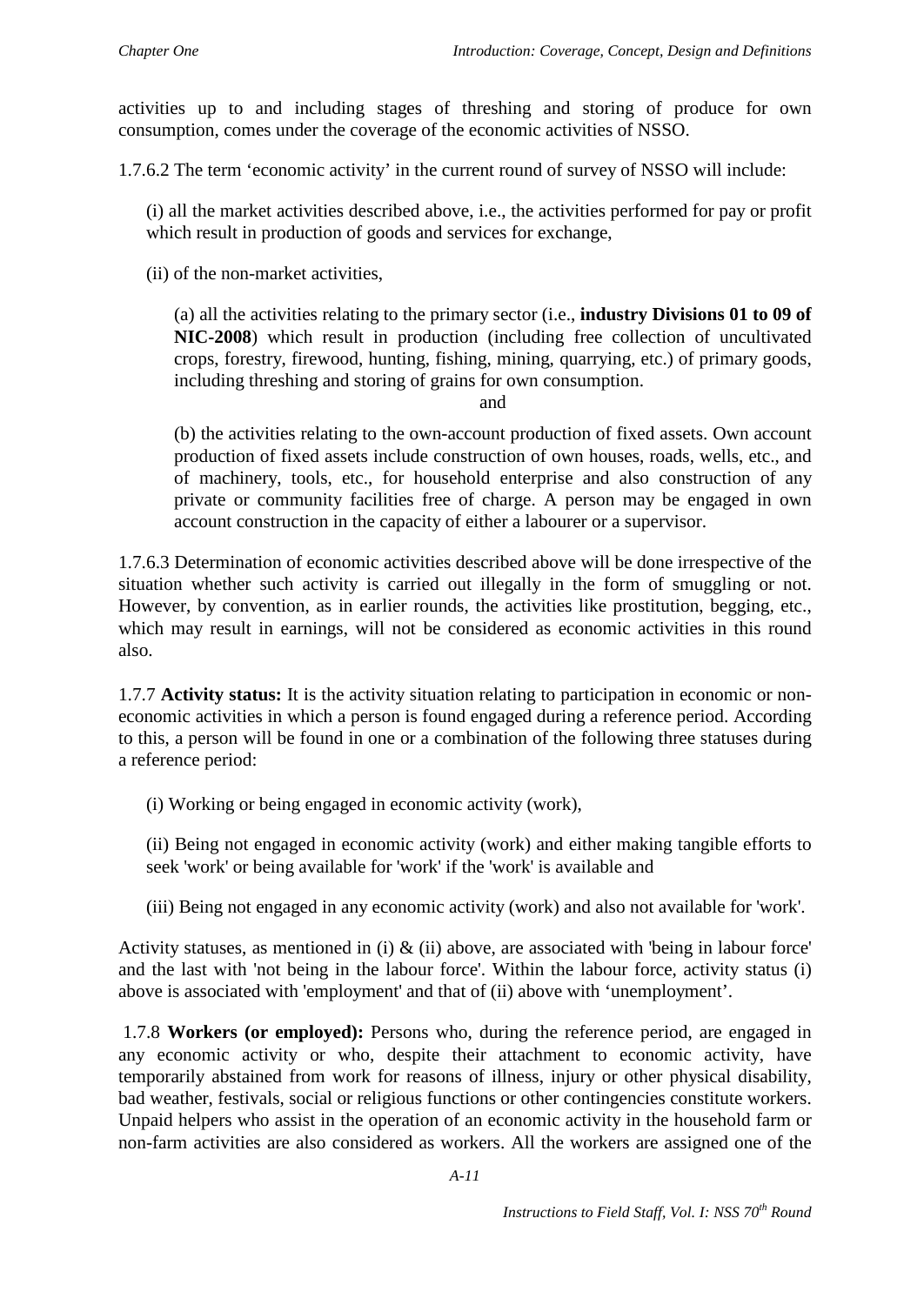activities up to and including stages of threshing and storing of produce for own consumption, comes under the coverage of the economic activities of NSSO.

1.7.6.2 The term 'economic activity' in the current round of survey of NSSO will include:

(i) all the market activities described above, i.e., the activities performed for pay or profit which result in production of goods and services for exchange,

(ii) of the non-market activities,

(a) all the activities relating to the primary sector (i.e., **industry Divisions 01 to 09 of NIC-2008**) which result in production (including free collection of uncultivated crops, forestry, firewood, hunting, fishing, mining, quarrying, etc.) of primary goods, including threshing and storing of grains for own consumption.

and

(b) the activities relating to the own-account production of fixed assets. Own account production of fixed assets include construction of own houses, roads, wells, etc., and of machinery, tools, etc., for household enterprise and also construction of any private or community facilities free of charge. A person may be engaged in own account construction in the capacity of either a labourer or a supervisor.

1.7.6.3 Determination of economic activities described above will be done irrespective of the situation whether such activity is carried out illegally in the form of smuggling or not. However, by convention, as in earlier rounds, the activities like prostitution, begging, etc., which may result in earnings, will not be considered as economic activities in this round also.

1.7.7 **Activity status:** It is the activity situation relating to participation in economic or non-economic activities in which a person is found engaged during a reference period. According to this, a person will be found in one or a combination of the following three statuses during a reference period:

(i) Working or being engaged in economic activity (work),

(ii) Being not engaged in economic activity (work) and either making tangible efforts to seek 'work' or being available for 'work' if the 'work' is available and

(iii) Being not engaged in any economic activity (work) and also not available for 'work'.

Activity statuses, as mentioned in (i) & (ii) above, are associated with 'being in labour force' and the last with 'not being in the labour force'. Within the labour force, activity status (i) above is associated with 'employment' and that of (ii) above with 'unemployment'.

1.7.8 **Workers (or employed):** Persons who, during the reference period, are engaged in any economic activity or who, despite their attachment to economic activity, have temporarily abstained from work for reasons of illness, injury or other physical disability, bad weather, festivals, social or religious functions or other contingencies constitute workers. Unpaid helpers who assist in the operation of an economic activity in the household farm or non-farm activities are also considered as workers. All the workers are assigned one of the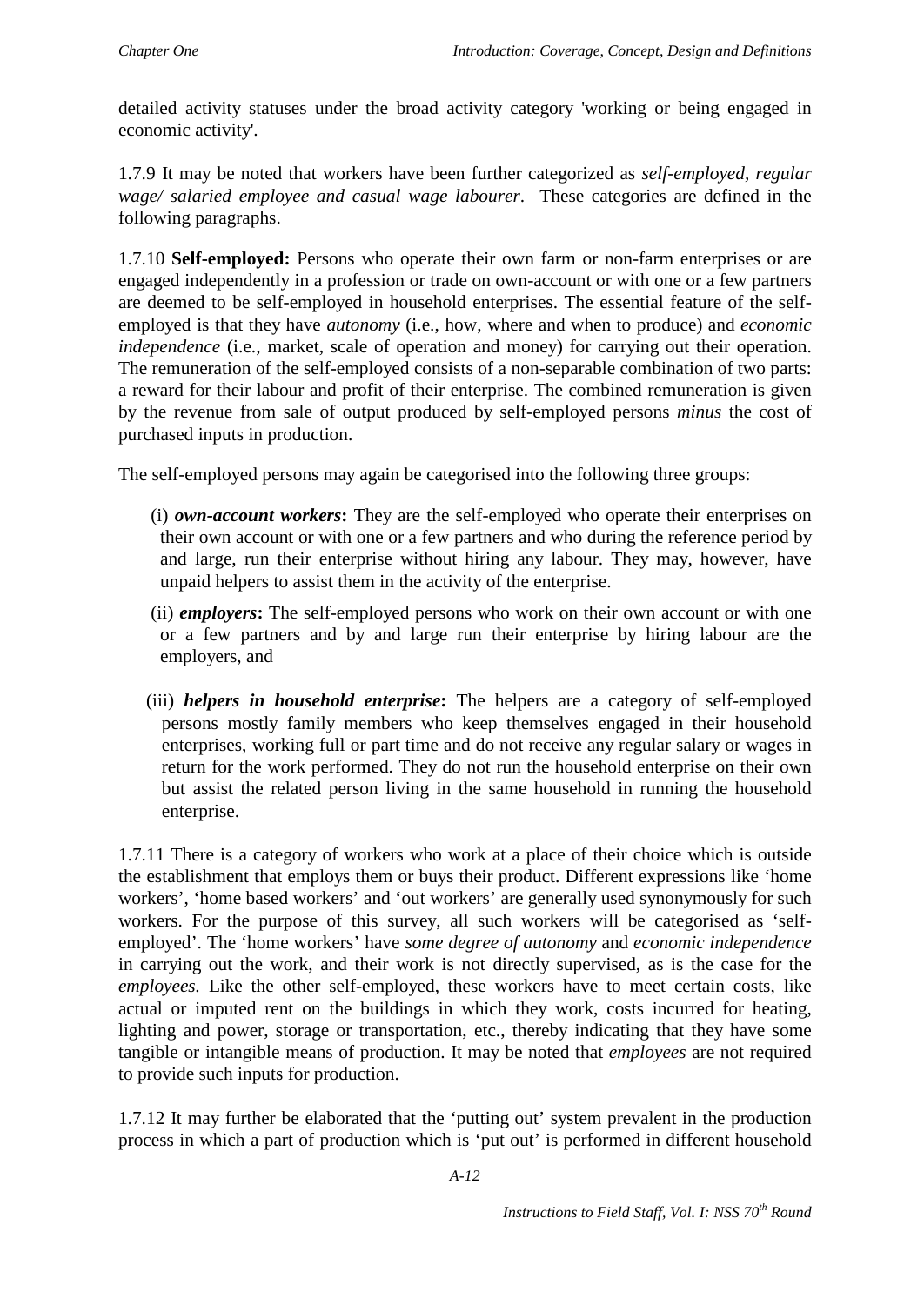detailed activity statuses under the broad activity category 'working or being engaged in economic activity'.

1.7.9 It may be noted that workers have been further categorized as *self-employed, regular wage/ salaried employee and casual wage labourer*. These categories are defined in the following paragraphs.

1.7.10 **Self-employed:** Persons who operate their own farm or non-farm enterprises or are engaged independently in a profession or trade on own-account or with one or a few partners are deemed to be self-employed in household enterprises. The essential feature of the self-employed is that they have *autonomy* (i.e., how, where and when to produce) and *economic independence* (i.e., market, scale of operation and money) for carrying out their operation. The remuneration of the self-employed consists of a non-separable combination of two parts: a reward for their labour and profit of their enterprise. The combined remuneration is given by the revenue from sale of output produced by self-employed persons *minus* the cost of purchased inputs in production.

The self-employed persons may again be categorised into the following three groups:

(i) ***own-account workers*:** They are the self-employed who operate their enterprises on their own account or with one or a few partners and who during the reference period by and large, run their enterprise without hiring any labour. They may, however, have unpaid helpers to assist them in the activity of the enterprise.

(ii) ***employers*:** The self-employed persons who work on their own account or with one or a few partners and by and large run their enterprise by hiring labour are the employers, and

(iii) ***helpers in household enterprise*:** The helpers are a category of self-employed persons mostly family members who keep themselves engaged in their household enterprises, working full or part time and do not receive any regular salary or wages in return for the work performed. They do not run the household enterprise on their own but assist the related person living in the same household in running the household enterprise.

1.7.11 There is a category of workers who work at a place of their choice which is outside the establishment that employs them or buys their product. Different expressions like 'home workers', 'home based workers' and 'out workers' are generally used synonymously for such workers. For the purpose of this survey, all such workers will be categorised as 'self-employed'. The 'home workers' have *some degree of autonomy* and *economic independence* in carrying out the work, and their work is not directly supervised, as is the case for the *employees*. Like the other self-employed, these workers have to meet certain costs, like actual or imputed rent on the buildings in which they work, costs incurred for heating, lighting and power, storage or transportation, etc., thereby indicating that they have some tangible or intangible means of production. It may be noted that *employees* are not required to provide such inputs for production.

1.7.12 It may further be elaborated that the 'putting out' system prevalent in the production process in which a part of production which is 'put out' is performed in different household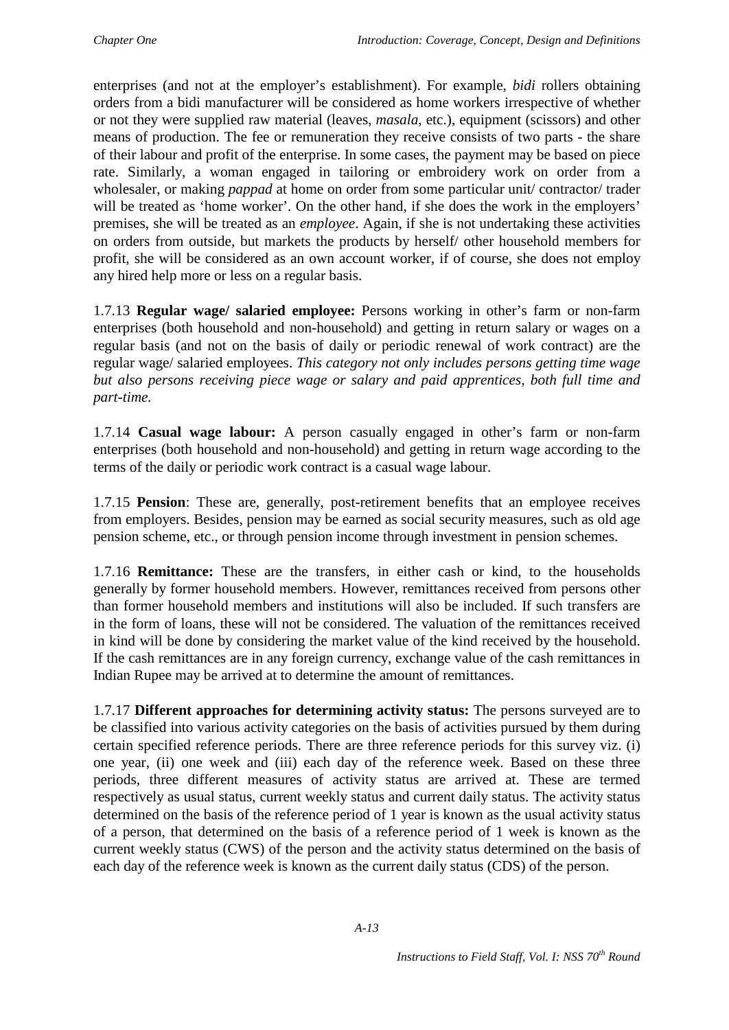enterprises (and not at the employer's establishment). For example, *bidi* rollers obtaining orders from a bidi manufacturer will be considered as home workers irrespective of whether or not they were supplied raw material (leaves, *masala*, etc.), equipment (scissors) and other means of production. The fee or remuneration they receive consists of two parts - the share of their labour and profit of the enterprise. In some cases, the payment may be based on piece rate. Similarly, a woman engaged in tailoring or embroidery work on order from a wholesaler, or making *pappad* at home on order from some particular unit/ contractor/ trader will be treated as 'home worker'. On the other hand, if she does the work in the employers' premises, she will be treated as an *employee*. Again, if she is not undertaking these activities on orders from outside, but markets the products by herself/ other household members for profit, she will be considered as an own account worker, if of course, she does not employ any hired help more or less on a regular basis.

1.7.13 **Regular wage/ salaried employee:** Persons working in other's farm or non-farm enterprises (both household and non-household) and getting in return salary or wages on a regular basis (and not on the basis of daily or periodic renewal of work contract) are the regular wage/ salaried employees. *This category not only includes persons getting time wage but also persons receiving piece wage or salary and paid apprentices, both full time and part-time.*

1.7.14 **Casual wage labour:** A person casually engaged in other's farm or non-farm enterprises (both household and non-household) and getting in return wage according to the terms of the daily or periodic work contract is a casual wage labour.

1.7.15 **Pension**: These are, generally, post-retirement benefits that an employee receives from employers. Besides, pension may be earned as social security measures, such as old age pension scheme, etc., or through pension income through investment in pension schemes.

1.7.16 **Remittance:** These are the transfers, in either cash or kind, to the households generally by former household members. However, remittances received from persons other than former household members and institutions will also be included. If such transfers are in the form of loans, these will not be considered. The valuation of the remittances received in kind will be done by considering the market value of the kind received by the household. If the cash remittances are in any foreign currency, exchange value of the cash remittances in Indian Rupee may be arrived at to determine the amount of remittances.

1.7.17 **Different approaches for determining activity status:** The persons surveyed are to be classified into various activity categories on the basis of activities pursued by them during certain specified reference periods. There are three reference periods for this survey viz. (i) one year, (ii) one week and (iii) each day of the reference week. Based on these three periods, three different measures of activity status are arrived at. These are termed respectively as usual status, current weekly status and current daily status. The activity status determined on the basis of the reference period of 1 year is known as the usual activity status of a person, that determined on the basis of a reference period of 1 week is known as the current weekly status (CWS) of the person and the activity status determined on the basis of each day of the reference week is known as the current daily status (CDS) of the person.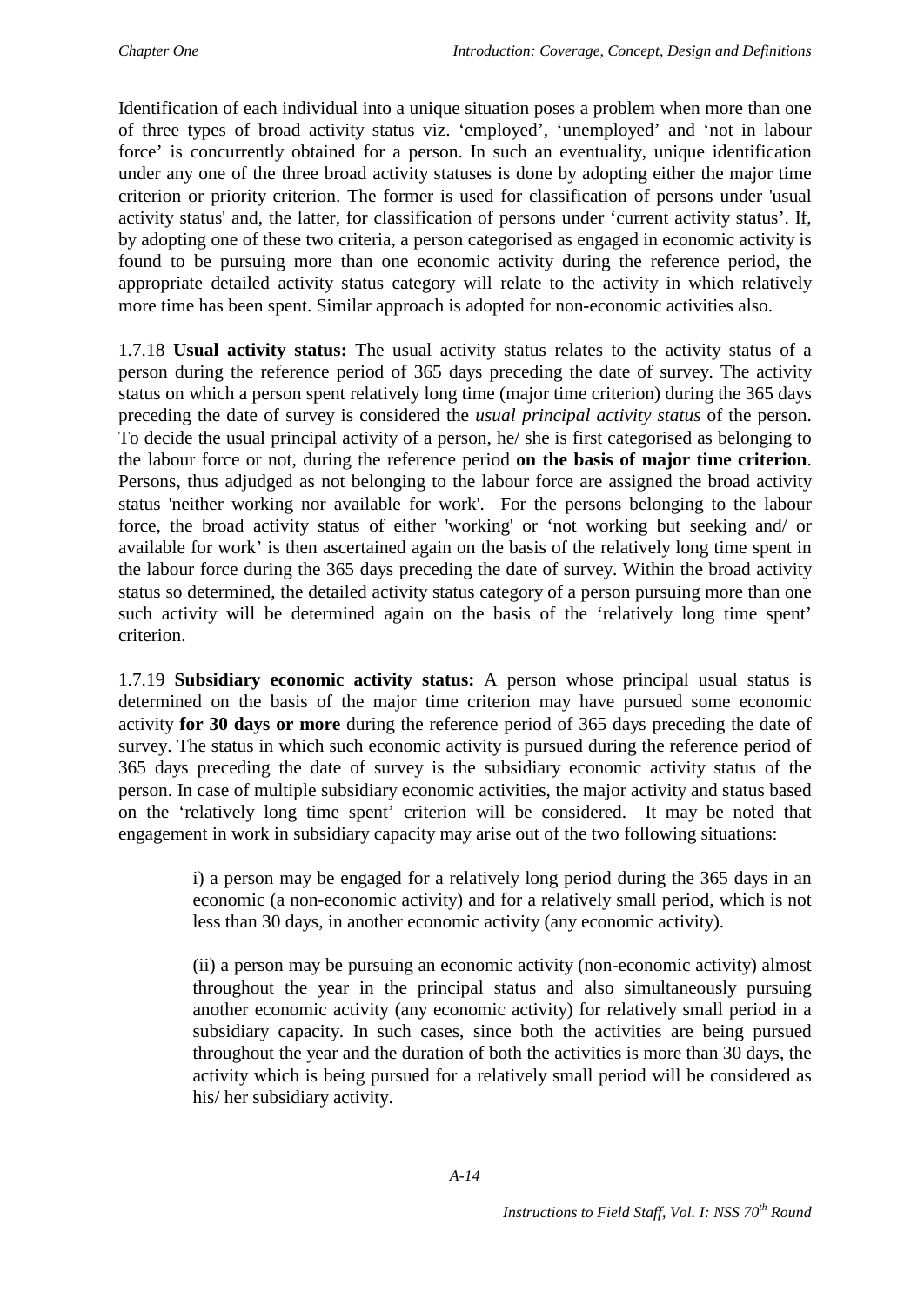Identification of each individual into a unique situation poses a problem when more than one of three types of broad activity status viz. 'employed', 'unemployed' and 'not in labour force' is concurrently obtained for a person. In such an eventuality, unique identification under any one of the three broad activity statuses is done by adopting either the major time criterion or priority criterion. The former is used for classification of persons under 'usual activity status' and, the latter, for classification of persons under 'current activity status'. If, by adopting one of these two criteria, a person categorised as engaged in economic activity is found to be pursuing more than one economic activity during the reference period, the appropriate detailed activity status category will relate to the activity in which relatively more time has been spent. Similar approach is adopted for non-economic activities also.

1.7.18 **Usual activity status:** The usual activity status relates to the activity status of a person during the reference period of 365 days preceding the date of survey. The activity status on which a person spent relatively long time (major time criterion) during the 365 days preceding the date of survey is considered the *usual principal activity status* of the person. To decide the usual principal activity of a person, he/ she is first categorised as belonging to the labour force or not, during the reference period **on the basis of major time criterion**. Persons, thus adjudged as not belonging to the labour force are assigned the broad activity status 'neither working nor available for work'. For the persons belonging to the labour force, the broad activity status of either 'working' or 'not working but seeking and/ or available for work' is then ascertained again on the basis of the relatively long time spent in the labour force during the 365 days preceding the date of survey. Within the broad activity status so determined, the detailed activity status category of a person pursuing more than one such activity will be determined again on the basis of the 'relatively long time spent' criterion.

1.7.19 **Subsidiary economic activity status:** A person whose principal usual status is determined on the basis of the major time criterion may have pursued some economic activity **for 30 days or more** during the reference period of 365 days preceding the date of survey. The status in which such economic activity is pursued during the reference period of 365 days preceding the date of survey is the subsidiary economic activity status of the person. In case of multiple subsidiary economic activities, the major activity and status based on the 'relatively long time spent' criterion will be considered. It may be noted that engagement in work in subsidiary capacity may arise out of the two following situations:

> i) a person may be engaged for a relatively long period during the 365 days in an economic (a non-economic activity) and for a relatively small period, which is not less than 30 days, in another economic activity (any economic activity).
>
> (ii) a person may be pursuing an economic activity (non-economic activity) almost throughout the year in the principal status and also simultaneously pursuing another economic activity (any economic activity) for relatively small period in a subsidiary capacity. In such cases, since both the activities are being pursued throughout the year and the duration of both the activities is more than 30 days, the activity which is being pursued for a relatively small period will be considered as his/ her subsidiary activity.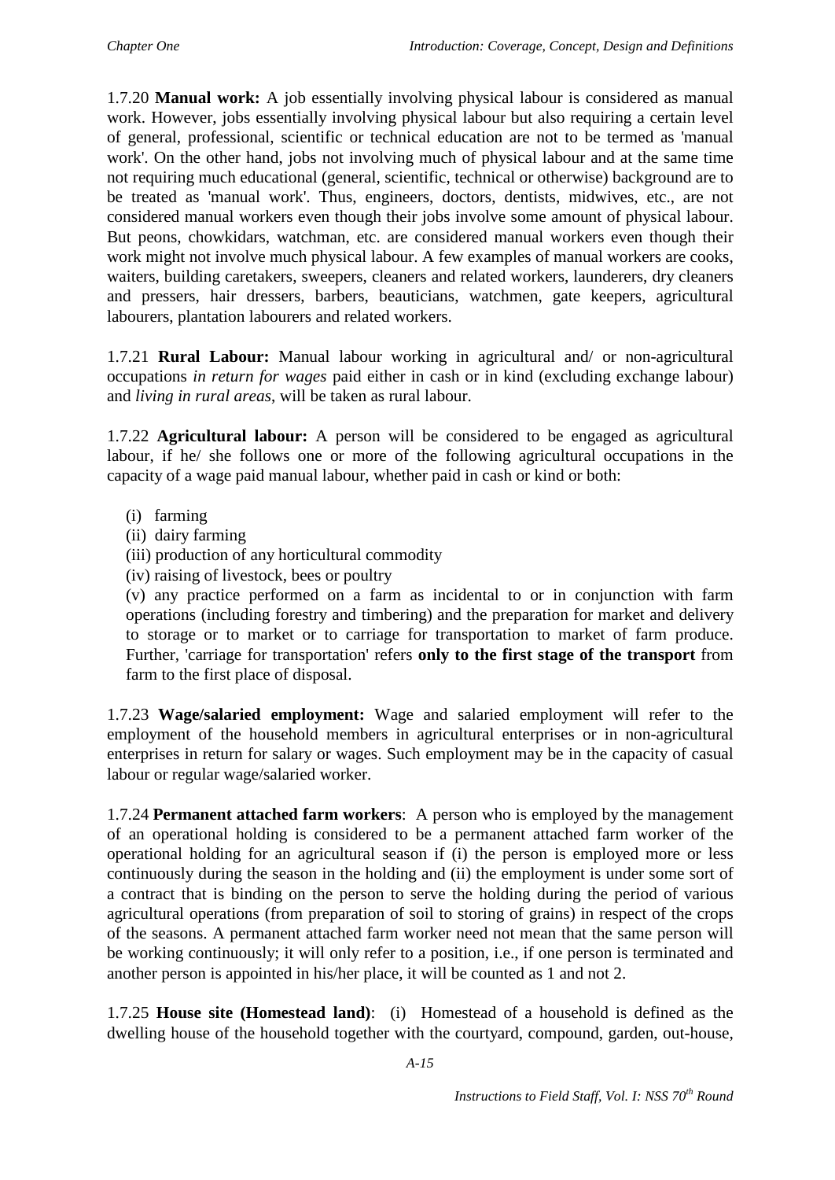1.7.20 **Manual work:** A job essentially involving physical labour is considered as manual work. However, jobs essentially involving physical labour but also requiring a certain level of general, professional, scientific or technical education are not to be termed as 'manual work'. On the other hand, jobs not involving much of physical labour and at the same time not requiring much educational (general, scientific, technical or otherwise) background are to be treated as 'manual work'. Thus, engineers, doctors, dentists, midwives, etc., are not considered manual workers even though their jobs involve some amount of physical labour. But peons, chowkidars, watchman, etc. are considered manual workers even though their work might not involve much physical labour. A few examples of manual workers are cooks, waiters, building caretakers, sweepers, cleaners and related workers, launderers, dry cleaners and pressers, hair dressers, barbers, beauticians, watchmen, gate keepers, agricultural labourers, plantation labourers and related workers.

1.7.21 **Rural Labour:** Manual labour working in agricultural and/ or non-agricultural occupations *in return for wages* paid either in cash or in kind (excluding exchange labour) and *living in rural areas*, will be taken as rural labour.

1.7.22 **Agricultural labour:** A person will be considered to be engaged as agricultural labour, if he/ she follows one or more of the following agricultural occupations in the capacity of a wage paid manual labour, whether paid in cash or kind or both:

(i) farming
(ii) dairy farming
(iii) production of any horticultural commodity
(iv) raising of livestock, bees or poultry
(v) any practice performed on a farm as incidental to or in conjunction with farm operations (including forestry and timbering) and the preparation for market and delivery to storage or to market or to carriage for transportation to market of farm produce. Further, 'carriage for transportation' refers **only to the first stage of the transport** from farm to the first place of disposal.

1.7.23 **Wage/salaried employment:** Wage and salaried employment will refer to the employment of the household members in agricultural enterprises or in non-agricultural enterprises in return for salary or wages. Such employment may be in the capacity of casual labour or regular wage/salaried worker.

1.7.24 **Permanent attached farm workers**: A person who is employed by the management of an operational holding is considered to be a permanent attached farm worker of the operational holding for an agricultural season if (i) the person is employed more or less continuously during the season in the holding and (ii) the employment is under some sort of a contract that is binding on the person to serve the holding during the period of various agricultural operations (from preparation of soil to storing of grains) in respect of the crops of the seasons. A permanent attached farm worker need not mean that the same person will be working continuously; it will only refer to a position, i.e., if one person is terminated and another person is appointed in his/her place, it will be counted as 1 and not 2.

1.7.25 **House site (Homestead land)**: (i) Homestead of a household is defined as the dwelling house of the household together with the courtyard, compound, garden, out-house,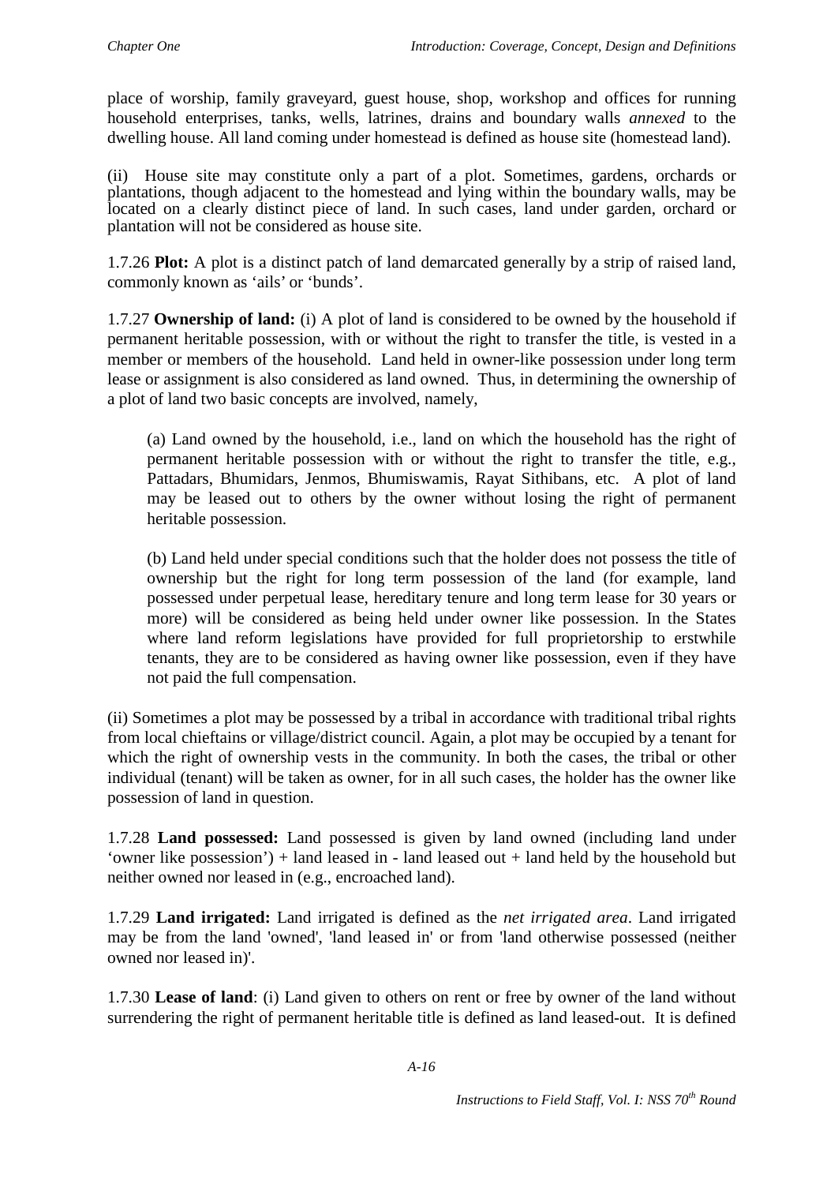place of worship, family graveyard, guest house, shop, workshop and offices for running household enterprises, tanks, wells, latrines, drains and boundary walls *annexed* to the dwelling house. All land coming under homestead is defined as house site (homestead land).

(ii) House site may constitute only a part of a plot. Sometimes, gardens, orchards or plantations, though adjacent to the homestead and lying within the boundary walls, may be located on a clearly distinct piece of land. In such cases, land under garden, orchard or plantation will not be considered as house site.

1.7.26 **Plot:** A plot is a distinct patch of land demarcated generally by a strip of raised land, commonly known as 'ails' or 'bunds'.

1.7.27 **Ownership of land:** (i) A plot of land is considered to be owned by the household if permanent heritable possession, with or without the right to transfer the title, is vested in a member or members of the household. Land held in owner-like possession under long term lease or assignment is also considered as land owned. Thus, in determining the ownership of a plot of land two basic concepts are involved, namely,

> (a) Land owned by the household, i.e., land on which the household has the right of permanent heritable possession with or without the right to transfer the title, e.g., Pattadars, Bhumidars, Jenmos, Bhumiswamis, Rayat Sithibans, etc. A plot of land may be leased out to others by the owner without losing the right of permanent heritable possession.
>
> (b) Land held under special conditions such that the holder does not possess the title of ownership but the right for long term possession of the land (for example, land possessed under perpetual lease, hereditary tenure and long term lease for 30 years or more) will be considered as being held under owner like possession. In the States where land reform legislations have provided for full proprietorship to erstwhile tenants, they are to be considered as having owner like possession, even if they have not paid the full compensation.

(ii) Sometimes a plot may be possessed by a tribal in accordance with traditional tribal rights from local chieftains or village/district council. Again, a plot may be occupied by a tenant for which the right of ownership vests in the community. In both the cases, the tribal or other individual (tenant) will be taken as owner, for in all such cases, the holder has the owner like possession of land in question.

1.7.28 **Land possessed:** Land possessed is given by land owned (including land under 'owner like possession') + land leased in - land leased out + land held by the household but neither owned nor leased in (e.g., encroached land).

1.7.29 **Land irrigated:** Land irrigated is defined as the *net irrigated area*. Land irrigated may be from the land 'owned', 'land leased in' or from 'land otherwise possessed (neither owned nor leased in)'.

1.7.30 **Lease of land**: (i) Land given to others on rent or free by owner of the land without surrendering the right of permanent heritable title is defined as land leased-out. It is defined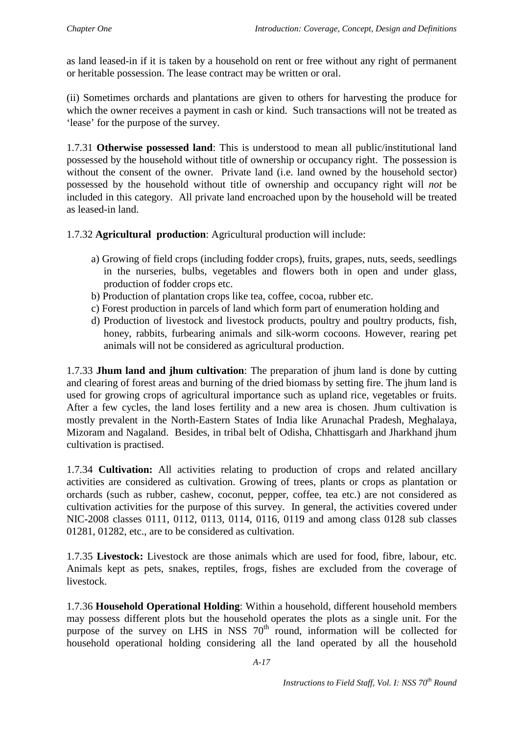as land leased-in if it is taken by a household on rent or free without any right of permanent or heritable possession. The lease contract may be written or oral.

(ii) Sometimes orchards and plantations are given to others for harvesting the produce for which the owner receives a payment in cash or kind. Such transactions will not be treated as 'lease' for the purpose of the survey.

1.7.31 **Otherwise possessed land**: This is understood to mean all public/institutional land possessed by the household without title of ownership or occupancy right. The possession is without the consent of the owner. Private land (i.e. land owned by the household sector) possessed by the household without title of ownership and occupancy right will *not* be included in this category. All private land encroached upon by the household will be treated as leased-in land.

1.7.32 **Agricultural production**: Agricultural production will include:

a) Growing of field crops (including fodder crops), fruits, grapes, nuts, seeds, seedlings in the nurseries, bulbs, vegetables and flowers both in open and under glass, production of fodder crops etc.
b) Production of plantation crops like tea, coffee, cocoa, rubber etc.
c) Forest production in parcels of land which form part of enumeration holding and
d) Production of livestock and livestock products, poultry and poultry products, fish, honey, rabbits, furbearing animals and silk-worm cocoons. However, rearing pet animals will not be considered as agricultural production.

1.7.33 **Jhum land and jhum cultivation**: The preparation of jhum land is done by cutting and clearing of forest areas and burning of the dried biomass by setting fire. The jhum land is used for growing crops of agricultural importance such as upland rice, vegetables or fruits. After a few cycles, the land loses fertility and a new area is chosen. Jhum cultivation is mostly prevalent in the North-Eastern States of India like Arunachal Pradesh, Meghalaya, Mizoram and Nagaland. Besides, in tribal belt of Odisha, Chhattisgarh and Jharkhand jhum cultivation is practised.

1.7.34 **Cultivation:** All activities relating to production of crops and related ancillary activities are considered as cultivation. Growing of trees, plants or crops as plantation or orchards (such as rubber, cashew, coconut, pepper, coffee, tea etc.) are not considered as cultivation activities for the purpose of this survey. In general, the activities covered under NIC-2008 classes 0111, 0112, 0113, 0114, 0116, 0119 and among class 0128 sub classes 01281, 01282, etc., are to be considered as cultivation.

1.7.35 **Livestock:** Livestock are those animals which are used for food, fibre, labour, etc. Animals kept as pets, snakes, reptiles, frogs, fishes are excluded from the coverage of livestock.

1.7.36 **Household Operational Holding**: Within a household, different household members may possess different plots but the household operates the plots as a single unit. For the purpose of the survey on LHS in NSS 70th round, information will be collected for household operational holding considering all the land operated by all the household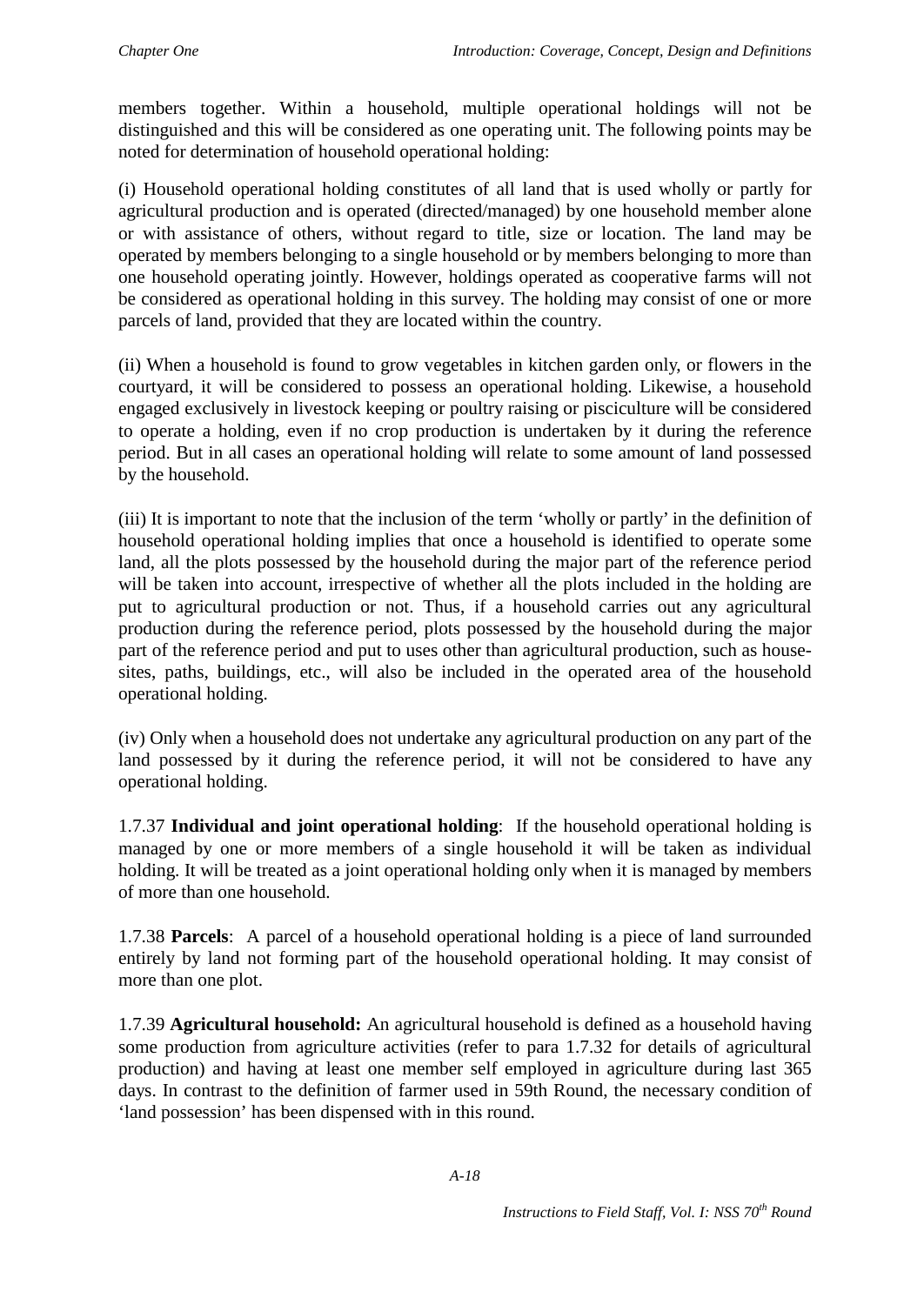members together. Within a household, multiple operational holdings will not be distinguished and this will be considered as one operating unit. The following points may be noted for determination of household operational holding:

(i) Household operational holding constitutes of all land that is used wholly or partly for agricultural production and is operated (directed/managed) by one household member alone or with assistance of others, without regard to title, size or location. The land may be operated by members belonging to a single household or by members belonging to more than one household operating jointly. However, holdings operated as cooperative farms will not be considered as operational holding in this survey. The holding may consist of one or more parcels of land, provided that they are located within the country.

(ii) When a household is found to grow vegetables in kitchen garden only, or flowers in the courtyard, it will be considered to possess an operational holding. Likewise, a household engaged exclusively in livestock keeping or poultry raising or pisciculture will be considered to operate a holding, even if no crop production is undertaken by it during the reference period. But in all cases an operational holding will relate to some amount of land possessed by the household.

(iii) It is important to note that the inclusion of the term 'wholly or partly' in the definition of household operational holding implies that once a household is identified to operate some land, all the plots possessed by the household during the major part of the reference period will be taken into account, irrespective of whether all the plots included in the holding are put to agricultural production or not. Thus, if a household carries out any agricultural production during the reference period, plots possessed by the household during the major part of the reference period and put to uses other than agricultural production, such as house-sites, paths, buildings, etc., will also be included in the operated area of the household operational holding.

(iv) Only when a household does not undertake any agricultural production on any part of the land possessed by it during the reference period, it will not be considered to have any operational holding.

1.7.37 **Individual and joint operational holding**: If the household operational holding is managed by one or more members of a single household it will be taken as individual holding. It will be treated as a joint operational holding only when it is managed by members of more than one household.

1.7.38 **Parcels**: A parcel of a household operational holding is a piece of land surrounded entirely by land not forming part of the household operational holding. It may consist of more than one plot.

1.7.39 **Agricultural household:** An agricultural household is defined as a household having some production from agriculture activities (refer to para 1.7.32 for details of agricultural production) and having at least one member self employed in agriculture during last 365 days. In contrast to the definition of farmer used in 59th Round, the necessary condition of 'land possession' has been dispensed with in this round.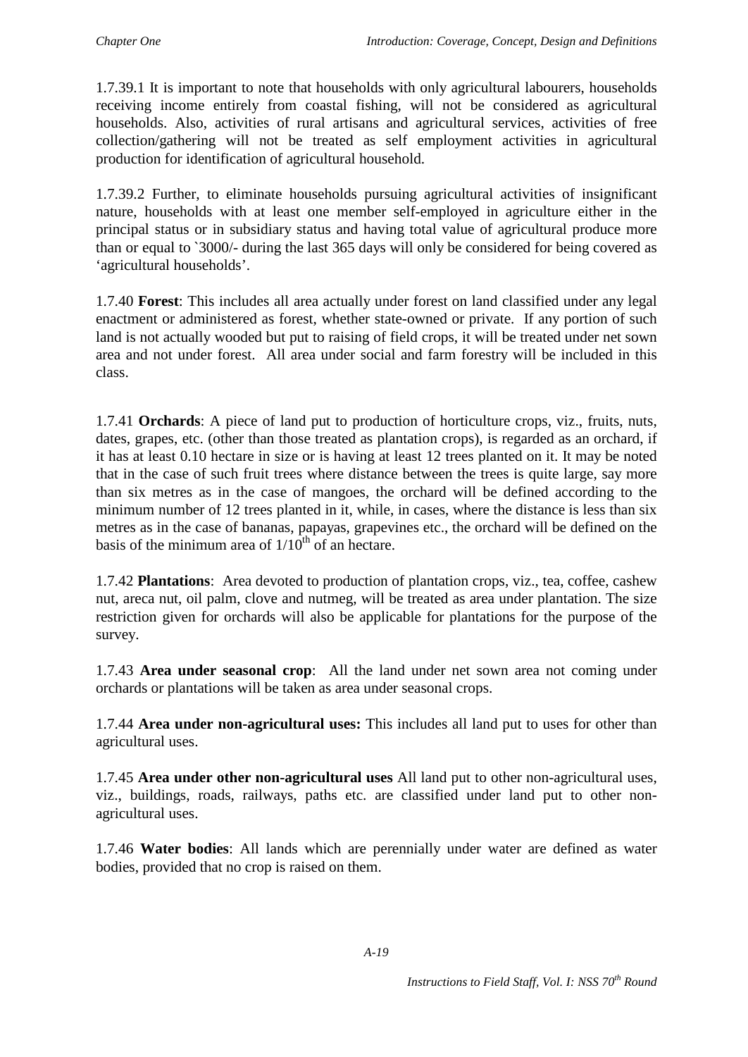1.7.39.1 It is important to note that households with only agricultural labourers, households receiving income entirely from coastal fishing, will not be considered as agricultural households. Also, activities of rural artisans and agricultural services, activities of free collection/gathering will not be treated as self employment activities in agricultural production for identification of agricultural household.

1.7.39.2 Further, to eliminate households pursuing agricultural activities of insignificant nature, households with at least one member self-employed in agriculture either in the principal status or in subsidiary status and having total value of agricultural produce more than or equal to `3000/- during the last 365 days will only be considered for being covered as 'agricultural households'.

1.7.40 **Forest**: This includes all area actually under forest on land classified under any legal enactment or administered as forest, whether state-owned or private. If any portion of such land is not actually wooded but put to raising of field crops, it will be treated under net sown area and not under forest. All area under social and farm forestry will be included in this class.

1.7.41 **Orchards**: A piece of land put to production of horticulture crops, viz., fruits, nuts, dates, grapes, etc. (other than those treated as plantation crops), is regarded as an orchard, if it has at least 0.10 hectare in size or is having at least 12 trees planted on it. It may be noted that in the case of such fruit trees where distance between the trees is quite large, say more than six metres as in the case of mangoes, the orchard will be defined according to the minimum number of 12 trees planted in it, while, in cases, where the distance is less than six metres as in the case of bananas, papayas, grapevines etc., the orchard will be defined on the basis of the minimum area of $1/10^{th}$ of an hectare.

1.7.42 **Plantations**: Area devoted to production of plantation crops, viz., tea, coffee, cashew nut, areca nut, oil palm, clove and nutmeg, will be treated as area under plantation. The size restriction given for orchards will also be applicable for plantations for the purpose of the survey.

1.7.43 **Area under seasonal crop**: All the land under net sown area not coming under orchards or plantations will be taken as area under seasonal crops.

1.7.44 **Area under non-agricultural uses:** This includes all land put to uses for other than agricultural uses.

1.7.45 **Area under other non-agricultural uses** All land put to other non-agricultural uses, viz., buildings, roads, railways, paths etc. are classified under land put to other non-agricultural uses.

1.7.46 **Water bodies**: All lands which are perennially under water are defined as water bodies, provided that no crop is raised on them.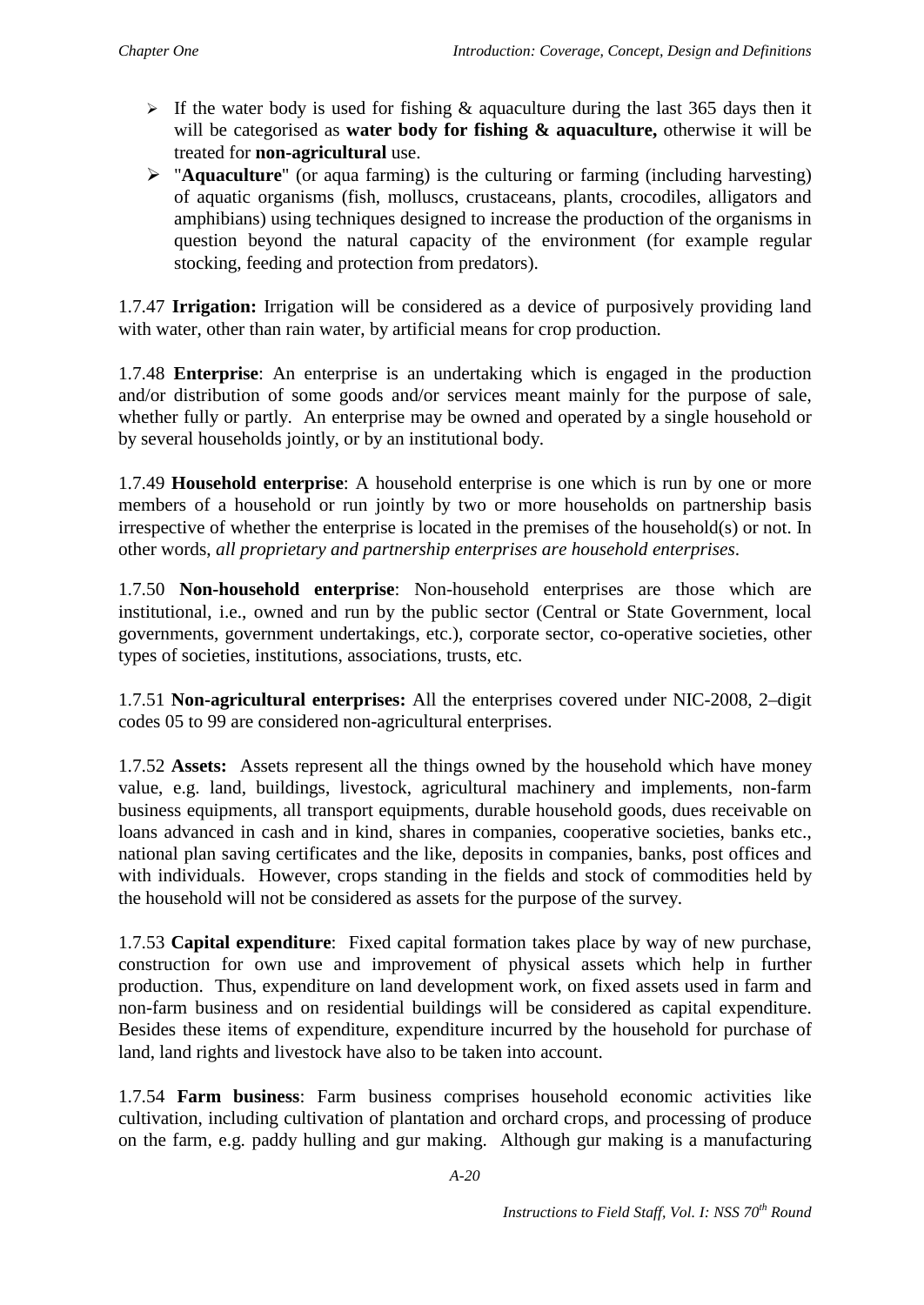- If the water body is used for fishing & aquaculture during the last 365 days then it will be categorised as **water body for fishing & aquaculture,** otherwise it will be treated for **non-agricultural** use.
- "**Aquaculture**" (or aqua farming) is the culturing or farming (including harvesting) of aquatic organisms (fish, molluscs, crustaceans, plants, crocodiles, alligators and amphibians) using techniques designed to increase the production of the organisms in question beyond the natural capacity of the environment (for example regular stocking, feeding and protection from predators).

1.7.47 **Irrigation:** Irrigation will be considered as a device of purposively providing land with water, other than rain water, by artificial means for crop production.

1.7.48 **Enterprise**: An enterprise is an undertaking which is engaged in the production and/or distribution of some goods and/or services meant mainly for the purpose of sale, whether fully or partly. An enterprise may be owned and operated by a single household or by several households jointly, or by an institutional body.

1.7.49 **Household enterprise**: A household enterprise is one which is run by one or more members of a household or run jointly by two or more households on partnership basis irrespective of whether the enterprise is located in the premises of the household(s) or not. In other words, *all proprietary and partnership enterprises are household enterprises*.

1.7.50 **Non-household enterprise**: Non-household enterprises are those which are institutional, i.e., owned and run by the public sector (Central or State Government, local governments, government undertakings, etc.), corporate sector, co-operative societies, other types of societies, institutions, associations, trusts, etc.

1.7.51 **Non-agricultural enterprises:** All the enterprises covered under NIC-2008, 2–digit codes 05 to 99 are considered non-agricultural enterprises.

1.7.52 **Assets:** Assets represent all the things owned by the household which have money value, e.g. land, buildings, livestock, agricultural machinery and implements, non-farm business equipments, all transport equipments, durable household goods, dues receivable on loans advanced in cash and in kind, shares in companies, cooperative societies, banks etc., national plan saving certificates and the like, deposits in companies, banks, post offices and with individuals. However, crops standing in the fields and stock of commodities held by the household will not be considered as assets for the purpose of the survey.

1.7.53 **Capital expenditure**: Fixed capital formation takes place by way of new purchase, construction for own use and improvement of physical assets which help in further production. Thus, expenditure on land development work, on fixed assets used in farm and non-farm business and on residential buildings will be considered as capital expenditure. Besides these items of expenditure, expenditure incurred by the household for purchase of land, land rights and livestock have also to be taken into account.

1.7.54 **Farm business**: Farm business comprises household economic activities like cultivation, including cultivation of plantation and orchard crops, and processing of produce on the farm, e.g. paddy hulling and gur making. Although gur making is a manufacturing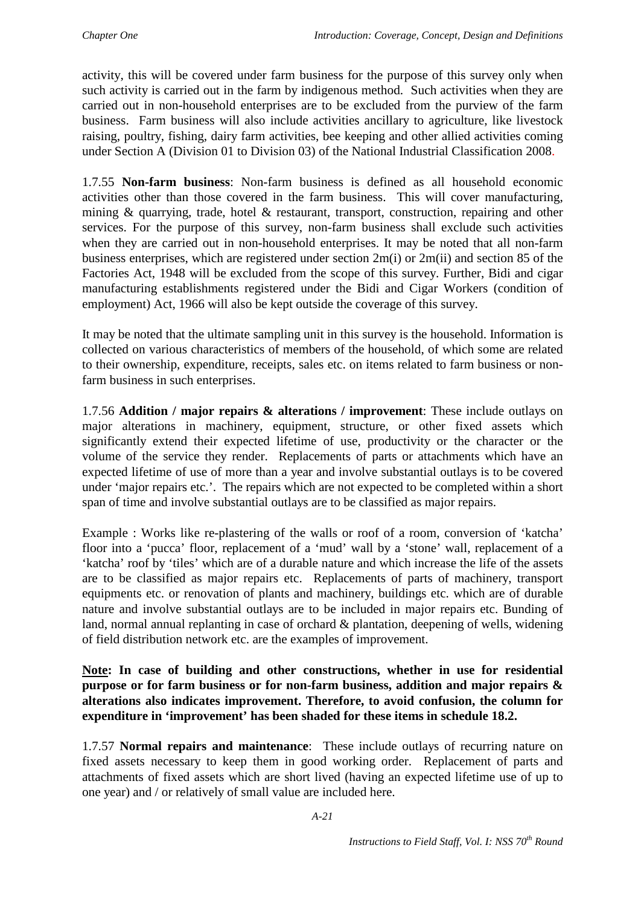activity, this will be covered under farm business for the purpose of this survey only when such activity is carried out in the farm by indigenous method. Such activities when they are carried out in non-household enterprises are to be excluded from the purview of the farm business. Farm business will also include activities ancillary to agriculture, like livestock raising, poultry, fishing, dairy farm activities, bee keeping and other allied activities coming under Section A (Division 01 to Division 03) of the National Industrial Classification 2008.

1.7.55 **Non-farm business**: Non-farm business is defined as all household economic activities other than those covered in the farm business. This will cover manufacturing, mining & quarrying, trade, hotel & restaurant, transport, construction, repairing and other services. For the purpose of this survey, non-farm business shall exclude such activities when they are carried out in non-household enterprises. It may be noted that all non-farm business enterprises, which are registered under section 2m(i) or 2m(ii) and section 85 of the Factories Act, 1948 will be excluded from the scope of this survey. Further, Bidi and cigar manufacturing establishments registered under the Bidi and Cigar Workers (condition of employment) Act, 1966 will also be kept outside the coverage of this survey.

It may be noted that the ultimate sampling unit in this survey is the household. Information is collected on various characteristics of members of the household, of which some are related to their ownership, expenditure, receipts, sales etc. on items related to farm business or non-farm business in such enterprises.

1.7.56 **Addition / major repairs & alterations / improvement**: These include outlays on major alterations in machinery, equipment, structure, or other fixed assets which significantly extend their expected lifetime of use, productivity or the character or the volume of the service they render. Replacements of parts or attachments which have an expected lifetime of use of more than a year and involve substantial outlays is to be covered under 'major repairs etc.'. The repairs which are not expected to be completed within a short span of time and involve substantial outlays are to be classified as major repairs.

Example : Works like re-plastering of the walls or roof of a room, conversion of 'katcha' floor into a 'pucca' floor, replacement of a 'mud' wall by a 'stone' wall, replacement of a 'katcha' roof by 'tiles' which are of a durable nature and which increase the life of the assets are to be classified as major repairs etc. Replacements of parts of machinery, transport equipments etc. or renovation of plants and machinery, buildings etc. which are of durable nature and involve substantial outlays are to be included in major repairs etc. Bunding of land, normal annual replanting in case of orchard & plantation, deepening of wells, widening of field distribution network etc. are the examples of improvement.

**Note: In case of building and other constructions, whether in use for residential purpose or for farm business or for non-farm business, addition and major repairs & alterations also indicates improvement. Therefore, to avoid confusion, the column for expenditure in 'improvement' has been shaded for these items in schedule 18.2.**

1.7.57 **Normal repairs and maintenance**: These include outlays of recurring nature on fixed assets necessary to keep them in good working order. Replacement of parts and attachments of fixed assets which are short lived (having an expected lifetime use of up to one year) and / or relatively of small value are included here.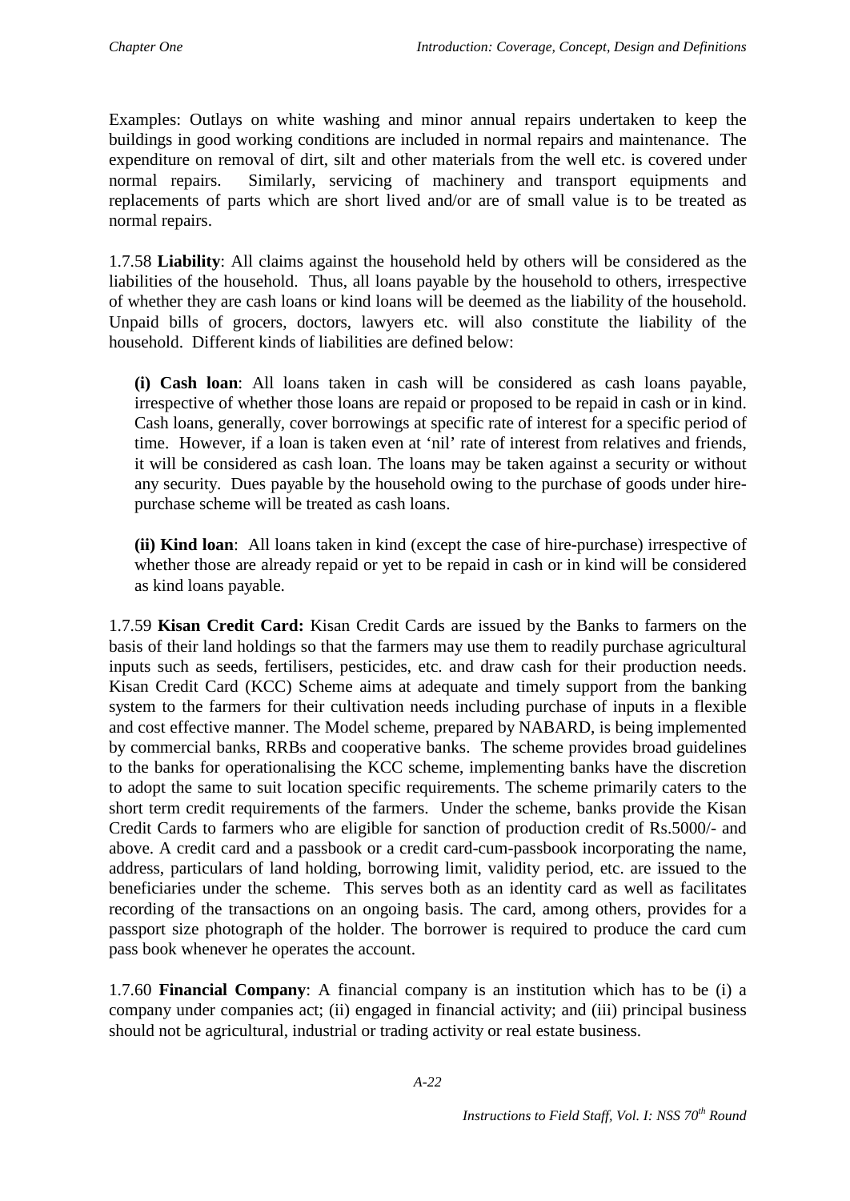Examples: Outlays on white washing and minor annual repairs undertaken to keep the buildings in good working conditions are included in normal repairs and maintenance. The expenditure on removal of dirt, silt and other materials from the well etc. is covered under normal repairs. Similarly, servicing of machinery and transport equipments and replacements of parts which are short lived and/or are of small value is to be treated as normal repairs.

1.7.58 **Liability**: All claims against the household held by others will be considered as the liabilities of the household. Thus, all loans payable by the household to others, irrespective of whether they are cash loans or kind loans will be deemed as the liability of the household. Unpaid bills of grocers, doctors, lawyers etc. will also constitute the liability of the household. Different kinds of liabilities are defined below:

> **(i) Cash loan**: All loans taken in cash will be considered as cash loans payable, irrespective of whether those loans are repaid or proposed to be repaid in cash or in kind. Cash loans, generally, cover borrowings at specific rate of interest for a specific period of time. However, if a loan is taken even at 'nil' rate of interest from relatives and friends, it will be considered as cash loan. The loans may be taken against a security or without any security. Dues payable by the household owing to the purchase of goods under hire-purchase scheme will be treated as cash loans.
>
> **(ii) Kind loan**: All loans taken in kind (except the case of hire-purchase) irrespective of whether those are already repaid or yet to be repaid in cash or in kind will be considered as kind loans payable.

1.7.59 **Kisan Credit Card:** Kisan Credit Cards are issued by the Banks to farmers on the basis of their land holdings so that the farmers may use them to readily purchase agricultural inputs such as seeds, fertilisers, pesticides, etc. and draw cash for their production needs. Kisan Credit Card (KCC) Scheme aims at adequate and timely support from the banking system to the farmers for their cultivation needs including purchase of inputs in a flexible and cost effective manner. The Model scheme, prepared by NABARD, is being implemented by commercial banks, RRBs and cooperative banks. The scheme provides broad guidelines to the banks for operationalising the KCC scheme, implementing banks have the discretion to adopt the same to suit location specific requirements. The scheme primarily caters to the short term credit requirements of the farmers. Under the scheme, banks provide the Kisan Credit Cards to farmers who are eligible for sanction of production credit of Rs.5000/- and above. A credit card and a passbook or a credit card-cum-passbook incorporating the name, address, particulars of land holding, borrowing limit, validity period, etc. are issued to the beneficiaries under the scheme. This serves both as an identity card as well as facilitates recording of the transactions on an ongoing basis. The card, among others, provides for a passport size photograph of the holder. The borrower is required to produce the card cum pass book whenever he operates the account.

1.7.60 **Financial Company**: A financial company is an institution which has to be (i) a company under companies act; (ii) engaged in financial activity; and (iii) principal business should not be agricultural, industrial or trading activity or real estate business.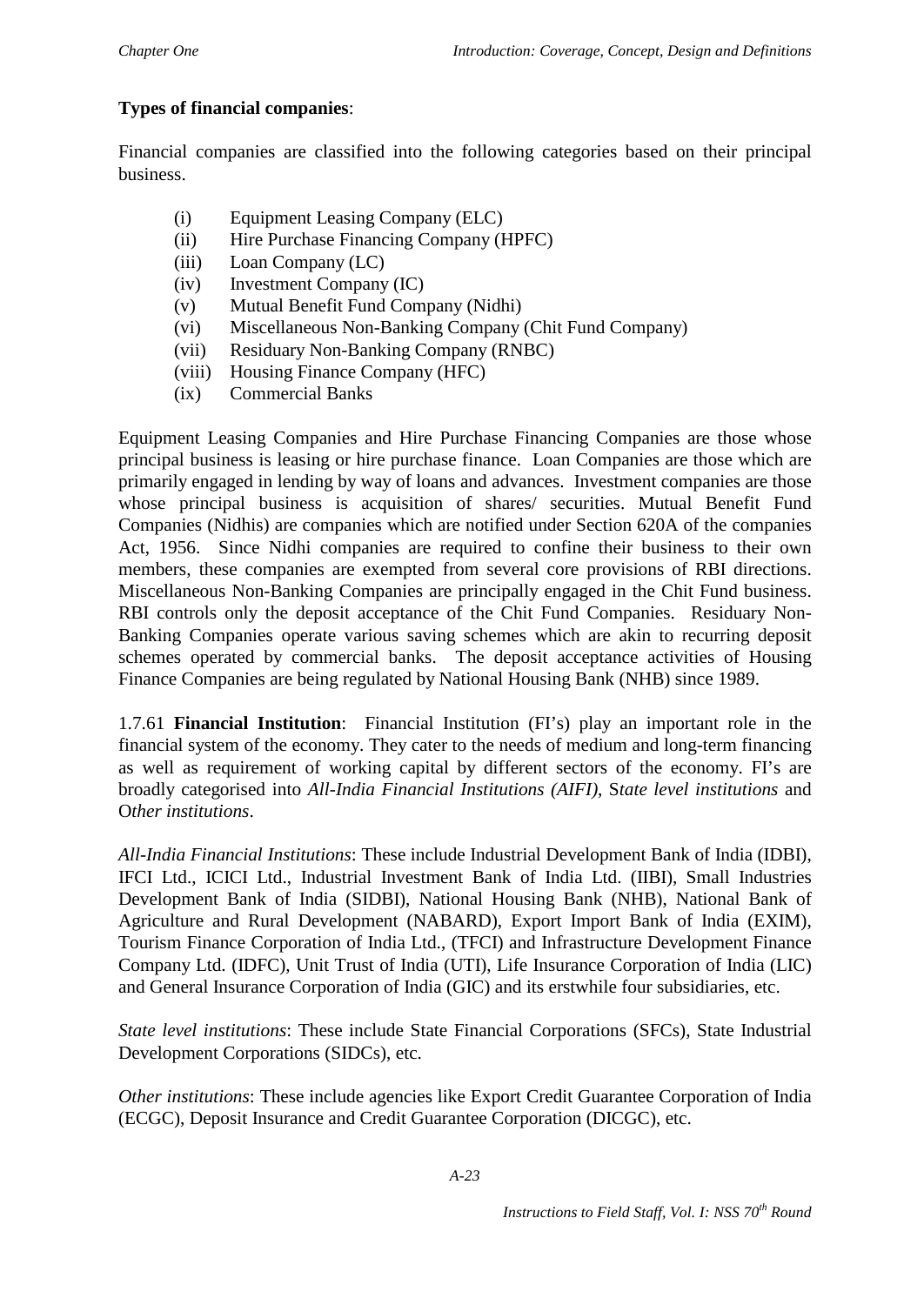**Types of financial companies**:

Financial companies are classified into the following categories based on their principal business.

- (i) Equipment Leasing Company (ELC)
- (ii) Hire Purchase Financing Company (HPFC)
- (iii) Loan Company (LC)
- (iv) Investment Company (IC)
- (v) Mutual Benefit Fund Company (Nidhi)
- (vi) Miscellaneous Non-Banking Company (Chit Fund Company)
- (vii) Residuary Non-Banking Company (RNBC)
- (viii) Housing Finance Company (HFC)
- (ix) Commercial Banks

Equipment Leasing Companies and Hire Purchase Financing Companies are those whose principal business is leasing or hire purchase finance. Loan Companies are those which are primarily engaged in lending by way of loans and advances. Investment companies are those whose principal business is acquisition of shares/ securities. Mutual Benefit Fund Companies (Nidhis) are companies which are notified under Section 620A of the companies Act, 1956. Since Nidhi companies are required to confine their business to their own members, these companies are exempted from several core provisions of RBI directions. Miscellaneous Non-Banking Companies are principally engaged in the Chit Fund business. RBI controls only the deposit acceptance of the Chit Fund Companies. Residuary Non-Banking Companies operate various saving schemes which are akin to recurring deposit schemes operated by commercial banks. The deposit acceptance activities of Housing Finance Companies are being regulated by National Housing Bank (NHB) since 1989.

1.7.61 **Financial Institution**: Financial Institution (FI's) play an important role in the financial system of the economy. They cater to the needs of medium and long-term financing as well as requirement of working capital by different sectors of the economy. FI's are broadly categorised into *All-India Financial Institutions (AIFI)*, S*tate level institutions* and O*ther institutions*.

*All-India Financial Institutions*: These include Industrial Development Bank of India (IDBI), IFCI Ltd., ICICI Ltd., Industrial Investment Bank of India Ltd. (IIBI), Small Industries Development Bank of India (SIDBI), National Housing Bank (NHB), National Bank of Agriculture and Rural Development (NABARD), Export Import Bank of India (EXIM), Tourism Finance Corporation of India Ltd., (TFCI) and Infrastructure Development Finance Company Ltd. (IDFC), Unit Trust of India (UTI), Life Insurance Corporation of India (LIC) and General Insurance Corporation of India (GIC) and its erstwhile four subsidiaries, etc.

*State level institutions*: These include State Financial Corporations (SFCs), State Industrial Development Corporations (SIDCs), etc.

*Other institutions*: These include agencies like Export Credit Guarantee Corporation of India (ECGC), Deposit Insurance and Credit Guarantee Corporation (DICGC), etc.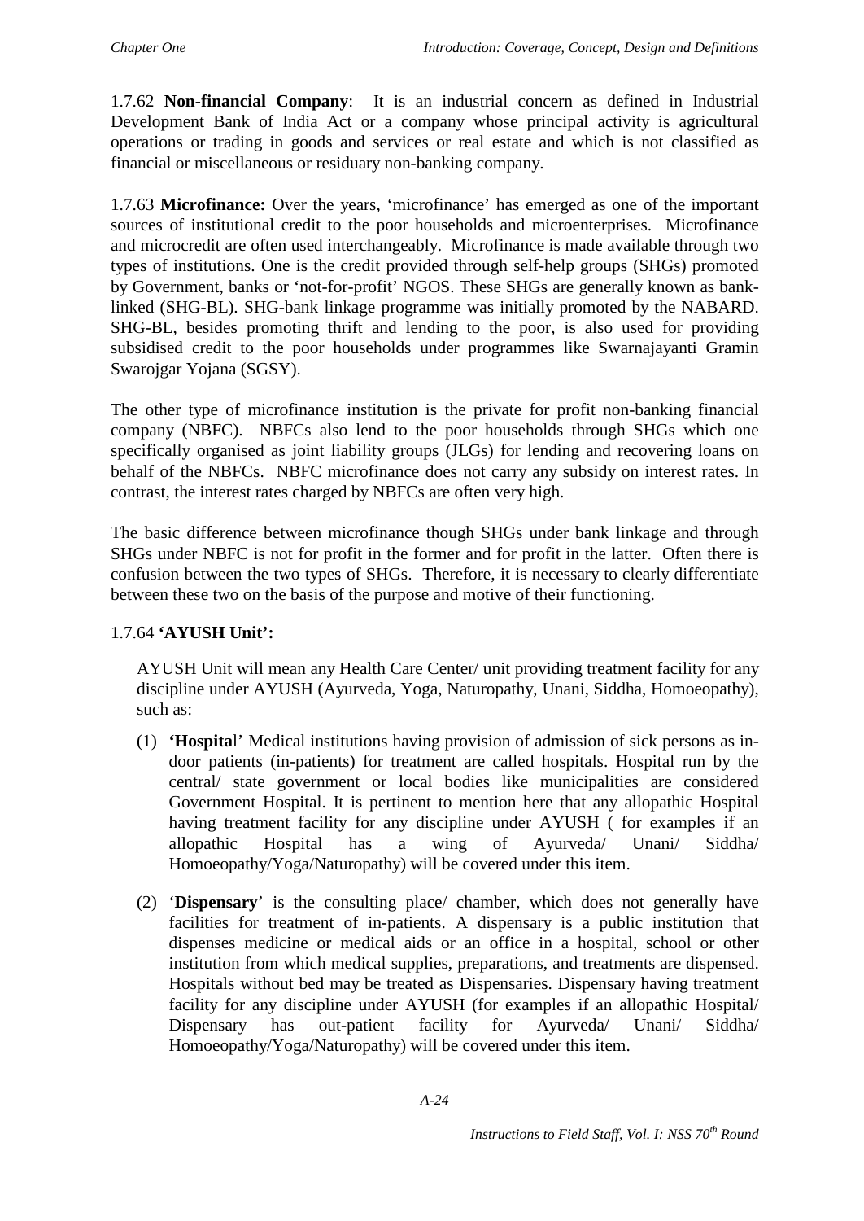1.7.62 **Non-financial Company**: It is an industrial concern as defined in Industrial Development Bank of India Act or a company whose principal activity is agricultural operations or trading in goods and services or real estate and which is not classified as financial or miscellaneous or residuary non-banking company.

1.7.63 **Microfinance:** Over the years, 'microfinance' has emerged as one of the important sources of institutional credit to the poor households and microenterprises. Microfinance and microcredit are often used interchangeably. Microfinance is made available through two types of institutions. One is the credit provided through self-help groups (SHGs) promoted by Government, banks or 'not-for-profit' NGOS. These SHGs are generally known as bank-linked (SHG-BL). SHG-bank linkage programme was initially promoted by the NABARD. SHG-BL, besides promoting thrift and lending to the poor, is also used for providing subsidised credit to the poor households under programmes like Swarnajayanti Gramin Swarojgar Yojana (SGSY).

The other type of microfinance institution is the private for profit non-banking financial company (NBFC). NBFCs also lend to the poor households through SHGs which one specifically organised as joint liability groups (JLGs) for lending and recovering loans on behalf of the NBFCs. NBFC microfinance does not carry any subsidy on interest rates. In contrast, the interest rates charged by NBFCs are often very high.

The basic difference between microfinance though SHGs under bank linkage and through SHGs under NBFC is not for profit in the former and for profit in the latter. Often there is confusion between the two types of SHGs. Therefore, it is necessary to clearly differentiate between these two on the basis of the purpose and motive of their functioning.

1.7.64 **'AYUSH Unit':**

AYUSH Unit will mean any Health Care Center/ unit providing treatment facility for any discipline under AYUSH (Ayurveda, Yoga, Naturopathy, Unani, Siddha, Homoeopathy), such as:

(1) **'Hospita**l' Medical institutions having provision of admission of sick persons as in-door patients (in-patients) for treatment are called hospitals. Hospital run by the central/ state government or local bodies like municipalities are considered Government Hospital. It is pertinent to mention here that any allopathic Hospital having treatment facility for any discipline under AYUSH ( for examples if an allopathic Hospital has a wing of Ayurveda/ Unani/ Siddha/ Homoeopathy/Yoga/Naturopathy) will be covered under this item.

(2) '**Dispensary**' is the consulting place/ chamber, which does not generally have facilities for treatment of in-patients. A dispensary is a public institution that dispenses medicine or medical aids or an office in a hospital, school or other institution from which medical supplies, preparations, and treatments are dispensed. Hospitals without bed may be treated as Dispensaries. Dispensary having treatment facility for any discipline under AYUSH (for examples if an allopathic Hospital/ Dispensary has out-patient facility for Ayurveda/ Unani/ Siddha/ Homoeopathy/Yoga/Naturopathy) will be covered under this item.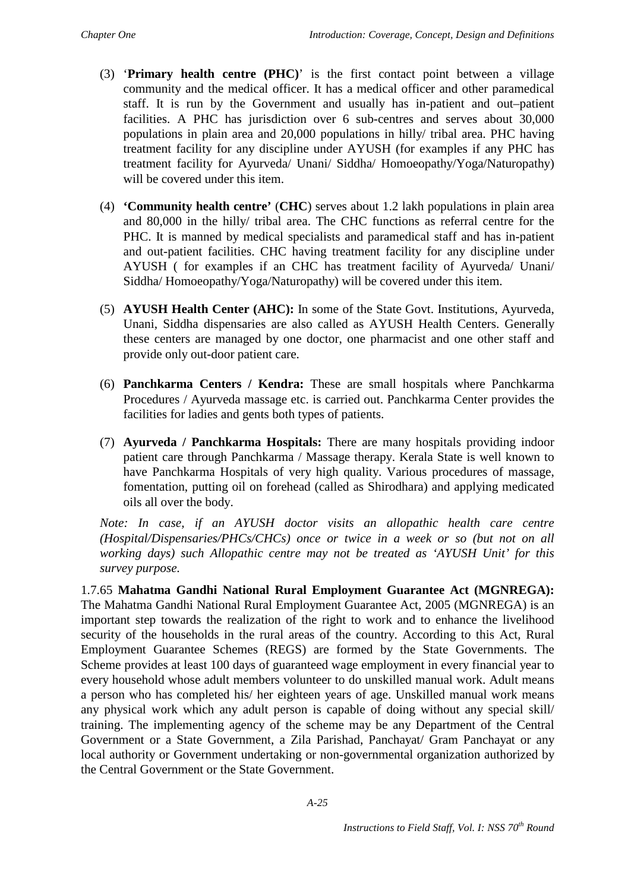(3) '**Primary health centre (PHC)**' is the first contact point between a village community and the medical officer. It has a medical officer and other paramedical staff. It is run by the Government and usually has in-patient and out–patient facilities. A PHC has jurisdiction over 6 sub-centres and serves about 30,000 populations in plain area and 20,000 populations in hilly/ tribal area. PHC having treatment facility for any discipline under AYUSH (for examples if any PHC has treatment facility for Ayurveda/ Unani/ Siddha/ Homoeopathy/Yoga/Naturopathy) will be covered under this item.

(4) **'Community health centre'** (**CHC**) serves about 1.2 lakh populations in plain area and 80,000 in the hilly/ tribal area. The CHC functions as referral centre for the PHC. It is manned by medical specialists and paramedical staff and has in-patient and out-patient facilities. CHC having treatment facility for any discipline under AYUSH ( for examples if an CHC has treatment facility of Ayurveda/ Unani/ Siddha/ Homoeopathy/Yoga/Naturopathy) will be covered under this item.

(5) **AYUSH Health Center (AHC):** In some of the State Govt. Institutions, Ayurveda, Unani, Siddha dispensaries are also called as AYUSH Health Centers. Generally these centers are managed by one doctor, one pharmacist and one other staff and provide only out-door patient care.

(6) **Panchkarma Centers / Kendra:** These are small hospitals where Panchkarma Procedures / Ayurveda massage etc. is carried out. Panchkarma Center provides the facilities for ladies and gents both types of patients.

(7) **Ayurveda / Panchkarma Hospitals:** There are many hospitals providing indoor patient care through Panchkarma / Massage therapy. Kerala State is well known to have Panchkarma Hospitals of very high quality. Various procedures of massage, fomentation, putting oil on forehead (called as Shirodhara) and applying medicated oils all over the body.

*Note: In case, if an AYUSH doctor visits an allopathic health care centre (Hospital/Dispensaries/PHCs/CHCs) once or twice in a week or so (but not on all working days) such Allopathic centre may not be treated as 'AYUSH Unit' for this survey purpose.*

1.7.65 **Mahatma Gandhi National Rural Employment Guarantee Act (MGNREGA):** The Mahatma Gandhi National Rural Employment Guarantee Act, 2005 (MGNREGA) is an important step towards the realization of the right to work and to enhance the livelihood security of the households in the rural areas of the country. According to this Act, Rural Employment Guarantee Schemes (REGS) are formed by the State Governments. The Scheme provides at least 100 days of guaranteed wage employment in every financial year to every household whose adult members volunteer to do unskilled manual work. Adult means a person who has completed his/ her eighteen years of age. Unskilled manual work means any physical work which any adult person is capable of doing without any special skill/ training. The implementing agency of the scheme may be any Department of the Central Government or a State Government, a Zila Parishad, Panchayat/ Gram Panchayat or any local authority or Government undertaking or non-governmental organization authorized by the Central Government or the State Government.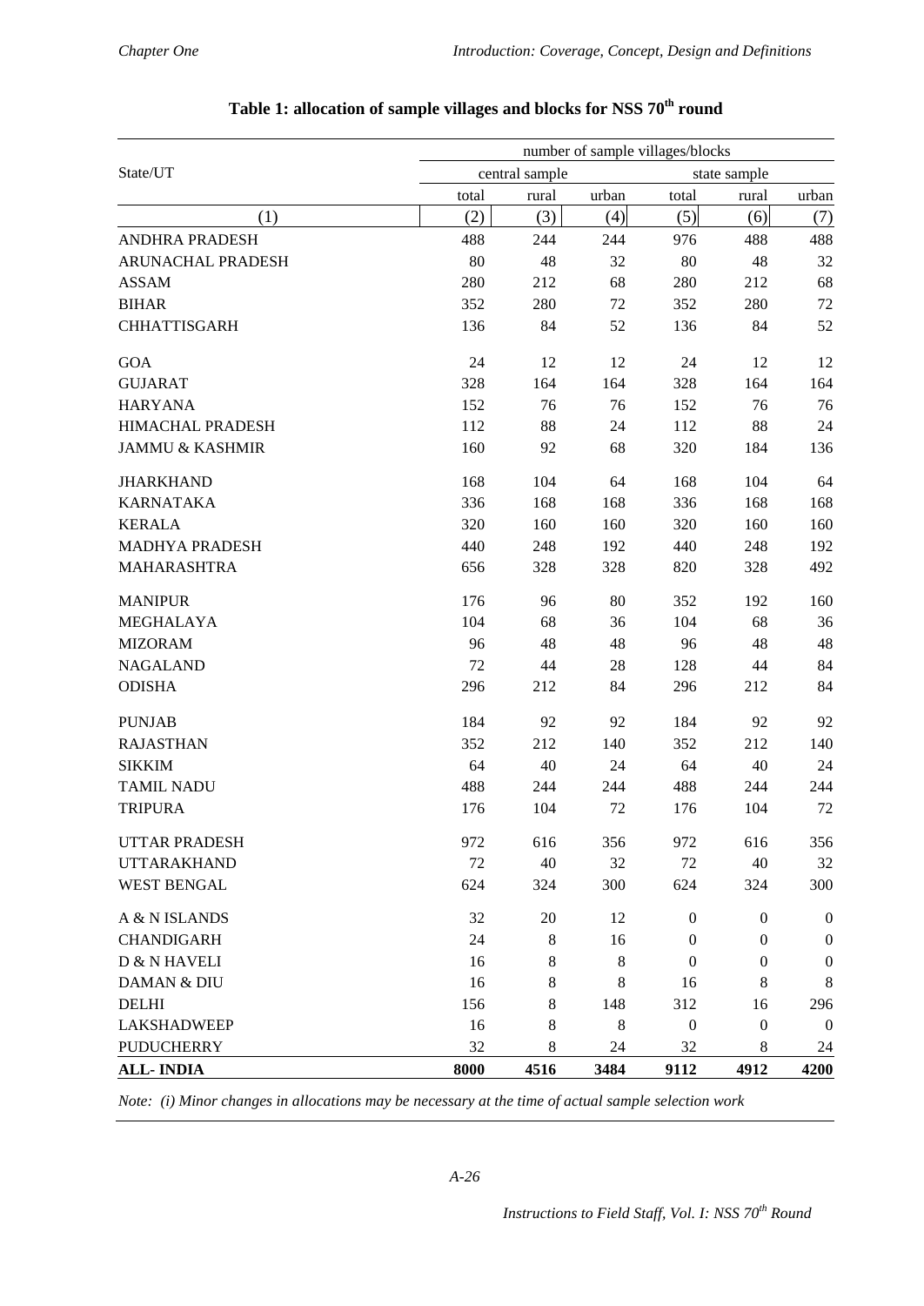**Table 1: allocation of sample villages and blocks for NSS 70th round**

| State/UT | number of sample villages/blocks | | | | | |
|---|---|---|---|---|---|---|
| | central sample | | | state sample | | |
| | total | rural | urban | total | rural | urban |
| (1) | (2) | (3) | (4) | (5) | (6) | (7) |
| ANDHRA PRADESH | 488 | 244 | 244 | 976 | 488 | 488 |
| ARUNACHAL PRADESH | 80 | 48 | 32 | 80 | 48 | 32 |
| ASSAM | 280 | 212 | 68 | 280 | 212 | 68 |
| BIHAR | 352 | 280 | 72 | 352 | 280 | 72 |
| CHHATTISGARH | 136 | 84 | 52 | 136 | 84 | 52 |
| GOA | 24 | 12 | 12 | 24 | 12 | 12 |
| GUJARAT | 328 | 164 | 164 | 328 | 164 | 164 |
| HARYANA | 152 | 76 | 76 | 152 | 76 | 76 |
| HIMACHAL PRADESH | 112 | 88 | 24 | 112 | 88 | 24 |
| JAMMU & KASHMIR | 160 | 92 | 68 | 320 | 184 | 136 |
| JHARKHAND | 168 | 104 | 64 | 168 | 104 | 64 |
| KARNATAKA | 336 | 168 | 168 | 336 | 168 | 168 |
| KERALA | 320 | 160 | 160 | 320 | 160 | 160 |
| MADHYA PRADESH | 440 | 248 | 192 | 440 | 248 | 192 |
| MAHARASHTRA | 656 | 328 | 328 | 820 | 328 | 492 |
| MANIPUR | 176 | 96 | 80 | 352 | 192 | 160 |
| MEGHALAYA | 104 | 68 | 36 | 104 | 68 | 36 |
| MIZORAM | 96 | 48 | 48 | 96 | 48 | 48 |
| NAGALAND | 72 | 44 | 28 | 128 | 44 | 84 |
| ODISHA | 296 | 212 | 84 | 296 | 212 | 84 |
| PUNJAB | 184 | 92 | 92 | 184 | 92 | 92 |
| RAJASTHAN | 352 | 212 | 140 | 352 | 212 | 140 |
| SIKKIM | 64 | 40 | 24 | 64 | 40 | 24 |
| TAMIL NADU | 488 | 244 | 244 | 488 | 244 | 244 |
| TRIPURA | 176 | 104 | 72 | 176 | 104 | 72 |
| UTTAR PRADESH | 972 | 616 | 356 | 972 | 616 | 356 |
| UTTARAKHAND | 72 | 40 | 32 | 72 | 40 | 32 |
| WEST BENGAL | 624 | 324 | 300 | 624 | 324 | 300 |
| A & N ISLANDS | 32 | 20 | 12 | 0 | 0 | 0 |
| CHANDIGARH | 24 | 8 | 16 | 0 | 0 | 0 |
| D & N HAVELI | 16 | 8 | 8 | 0 | 0 | 0 |
| DAMAN & DIU | 16 | 8 | 8 | 16 | 8 | 8 |
| DELHI | 156 | 8 | 148 | 312 | 16 | 296 |
| LAKSHADWEEP | 16 | 8 | 8 | 0 | 0 | 0 |
| PUDUCHERRY | 32 | 8 | 24 | 32 | 8 | 24 |
| **ALL- INDIA** | **8000** | **4516** | **3484** | **9112** | **4912** | **4200** |

*Note: (i) Minor changes in allocations may be necessary at the time of actual sample selection work*